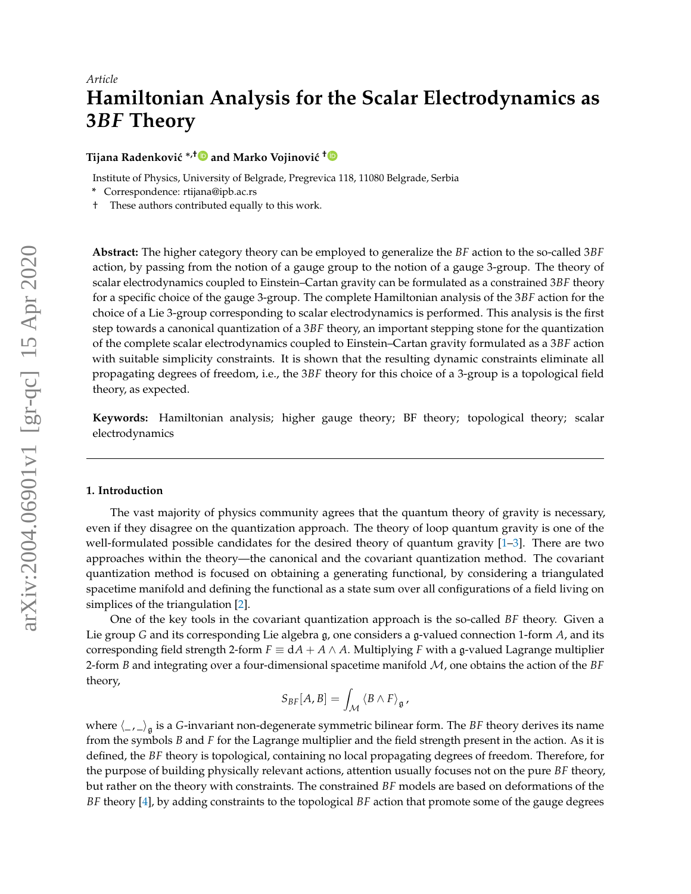*Article*

# Hamiltonian Analysis for the Scalar Electrodynamics as 3*BF* Theory

**Tijana Radenković \*,† and Marko Vojinović †**

Institute of Physics, University of Belgrade, Pregrevica 118, 11080 Belgrade, Serbia

\* Correspondence: rtijana@ipb.ac.rs

† These authors contributed equally to this work.

**Abstract:** The higher category theory can be employed to generalize the *BF* action to the so-called 3*BF* action, by passing from the notion of a gauge group to the notion of a gauge 3-group. The theory of scalar electrodynamics coupled to Einstein–Cartan gravity can be formulated as a constrained 3*BF* theory for a specific choice of the gauge 3-group. The complete Hamiltonian analysis of the 3*BF* action for the choice of a Lie 3-group corresponding to scalar electrodynamics is performed. This analysis is the first step towards a canonical quantization of a 3*BF* theory, an important stepping stone for the quantization of the complete scalar electrodynamics coupled to Einstein–Cartan gravity formulated as a 3*BF* action with suitable simplicity constraints. It is shown that the resulting dynamic constraints eliminate all propagating degrees of freedom, i.e., the 3*BF* theory for this choice of a 3-group is a topological field theory, as expected.

**Keywords:** Hamiltonian analysis; higher gauge theory; BF theory; topological theory; scalar electrodynamics

## 1. Introduction

The vast majority of physics community agrees that the quantum theory of gravity is necessary, even if they disagree on the quantization approach. The theory of loop quantum gravity is one of the well-formulated possible candidates for the desired theory of quantum gravity [1–3]. There are two approaches within the theory—the canonical and the covariant quantization method. The covariant quantization method is focused on obtaining a generating functional, by considering a triangulated spacetime manifold and defining the functional as a state sum over all configurations of a field living on simplices of the triangulation [2].

One of the key tools in the covariant quantization approach is the so-called *BF* theory. Given a Lie group $G$ and its corresponding Lie algebra $\mathfrak{g}$, one considers a $\mathfrak{g}$-valued connection 1-form $A$, and its corresponding field strength 2-form $F \equiv \mathrm{d}A + A \wedge A$. Multiplying $F$ with a $\mathfrak{g}$-valued Lagrange multiplier 2-form $B$ and integrating over a four-dimensional spacetime manifold $\mathcal{M}$, one obtains the action of the *BF* theory,

$$S_{BF}[A, B] = \int_{\mathcal{M}} \langle B \wedge F \rangle_{\mathfrak{g}} \,,$$

where $\langle \_ , \_ \rangle_{\mathfrak{g}}$ is a $G$-invariant non-degenerate symmetric bilinear form. The *BF* theory derives its name from the symbols $B$ and $F$ for the Lagrange multiplier and the field strength present in the action. As it is defined, the *BF* theory is topological, containing no local propagating degrees of freedom. Therefore, for the purpose of building physically relevant actions, attention usually focuses not on the pure *BF* theory, but rather on the theory with constraints. The constrained *BF* models are based on deformations of the *BF* theory [4], by adding constraints to the topological *BF* action that promote some of the gauge degrees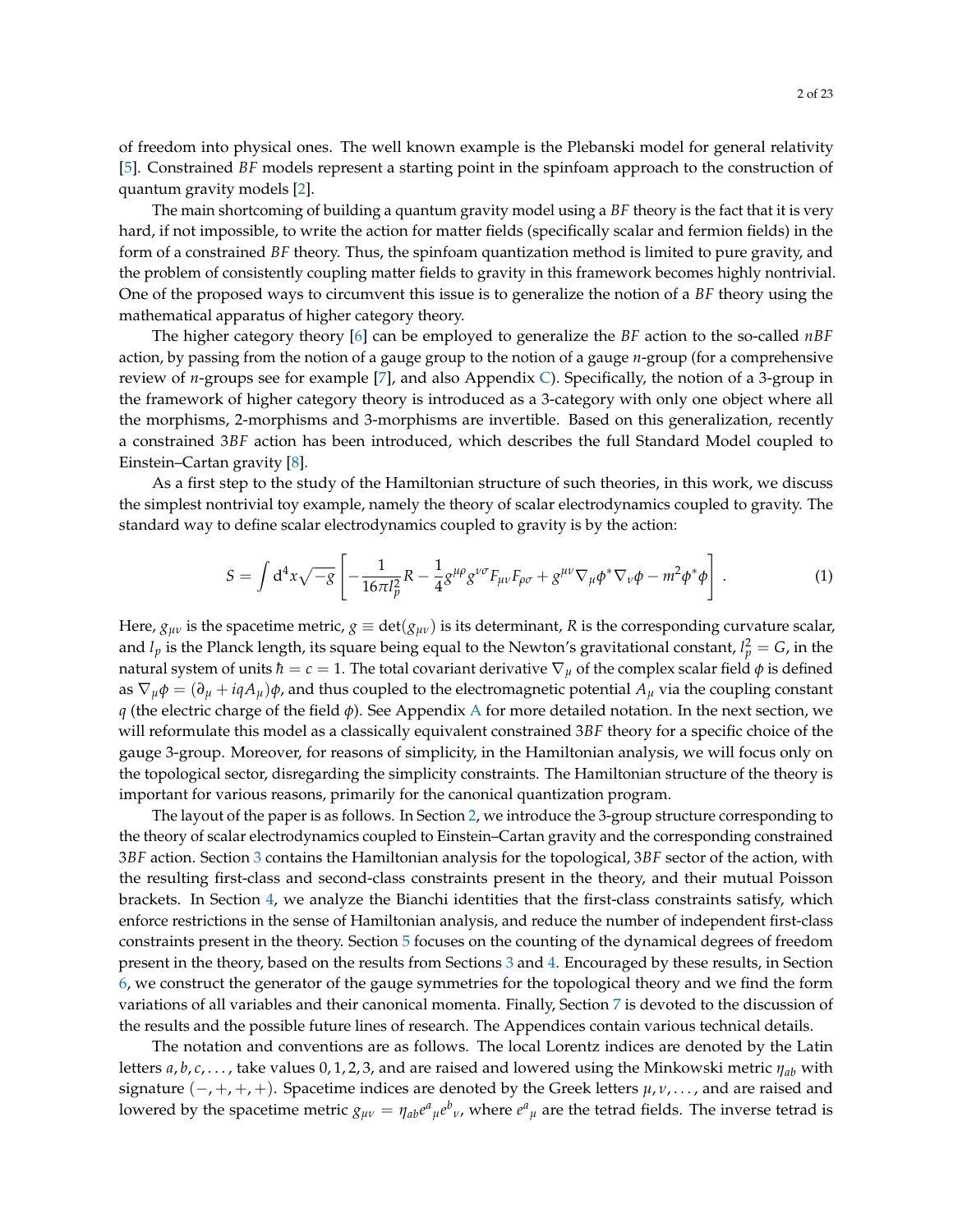of freedom into physical ones. The well known example is the Plebanski model for general relativity [5]. Constrained *BF* models represent a starting point in the spinfoam approach to the construction of quantum gravity models [2].

The main shortcoming of building a quantum gravity model using a *BF* theory is the fact that it is very hard, if not impossible, to write the action for matter fields (specifically scalar and fermion fields) in the form of a constrained *BF* theory. Thus, the spinfoam quantization method is limited to pure gravity, and the problem of consistently coupling matter fields to gravity in this framework becomes highly nontrivial. One of the proposed ways to circumvent this issue is to generalize the notion of a *BF* theory using the mathematical apparatus of higher category theory.

The higher category theory [6] can be employed to generalize the *BF* action to the so-called *nBF* action, by passing from the notion of a gauge group to the notion of a gauge *n*-group (for a comprehensive review of *n*-groups see for example [7], and also Appendix C). Specifically, the notion of a 3-group in the framework of higher category theory is introduced as a 3-category with only one object where all the morphisms, 2-morphisms and 3-morphisms are invertible. Based on this generalization, recently a constrained 3*BF* action has been introduced, which describes the full Standard Model coupled to Einstein–Cartan gravity [8].

As a first step to the study of the Hamiltonian structure of such theories, in this work, we discuss the simplest nontrivial toy example, namely the theory of scalar electrodynamics coupled to gravity. The standard way to define scalar electrodynamics coupled to gravity is by the action:

$$S = \int \mathrm{d}^4x \sqrt{-g} \left[ -\frac{1}{16\pi l_p^2} R - \frac{1}{4} g^{\mu\rho} g^{\nu\sigma} F_{\mu\nu} F_{\rho\sigma} + g^{\mu\nu} \nabla_\mu \phi^* \nabla_\nu \phi - m^2 \phi^* \phi \right] . \tag{1}$$

Here, $g_{\mu\nu}$ is the spacetime metric, $g \equiv \det(g_{\mu\nu})$ is its determinant, $R$ is the corresponding curvature scalar, and $l_p$ is the Planck length, its square being equal to the Newton's gravitational constant, $l_p^2 = G$, in the natural system of units $\hbar = c = 1$. The total covariant derivative $\nabla_\mu$ of the complex scalar field $\phi$ is defined as $\nabla_\mu \phi = (\partial_\mu + iqA_\mu)\phi$, and thus coupled to the electromagnetic potential $A_\mu$ via the coupling constant $q$ (the electric charge of the field $\phi$). See Appendix A for more detailed notation. In the next section, we will reformulate this model as a classically equivalent constrained 3*BF* theory for a specific choice of the gauge 3-group. Moreover, for reasons of simplicity, in the Hamiltonian analysis, we will focus only on the topological sector, disregarding the simplicity constraints. The Hamiltonian structure of the theory is important for various reasons, primarily for the canonical quantization program.

The layout of the paper is as follows. In Section 2, we introduce the 3-group structure corresponding to the theory of scalar electrodynamics coupled to Einstein–Cartan gravity and the corresponding constrained 3*BF* action. Section 3 contains the Hamiltonian analysis for the topological, 3*BF* sector of the action, with the resulting first-class and second-class constraints present in the theory, and their mutual Poisson brackets. In Section 4, we analyze the Bianchi identities that the first-class constraints satisfy, which enforce restrictions in the sense of Hamiltonian analysis, and reduce the number of independent first-class constraints present in the theory. Section 5 focuses on the counting of the dynamical degrees of freedom present in the theory, based on the results from Sections 3 and 4. Encouraged by these results, in Section 6, we construct the generator of the gauge symmetries for the topological theory and we find the form variations of all variables and their canonical momenta. Finally, Section 7 is devoted to the discussion of the results and the possible future lines of research. The Appendices contain various technical details.

The notation and conventions are as follows. The local Lorentz indices are denoted by the Latin letters $a, b, c, \dots$, take values $0, 1, 2, 3$, and are raised and lowered using the Minkowski metric $\eta_{ab}$ with signature $(-, +, +, +)$. Spacetime indices are denoted by the Greek letters $\mu, \nu, \dots$, and are raised and lowered by the spacetime metric $g_{\mu\nu} = \eta_{ab} e^a{}_\mu e^b{}_\nu$, where $e^a{}_\mu$ are the tetrad fields. The inverse tetrad is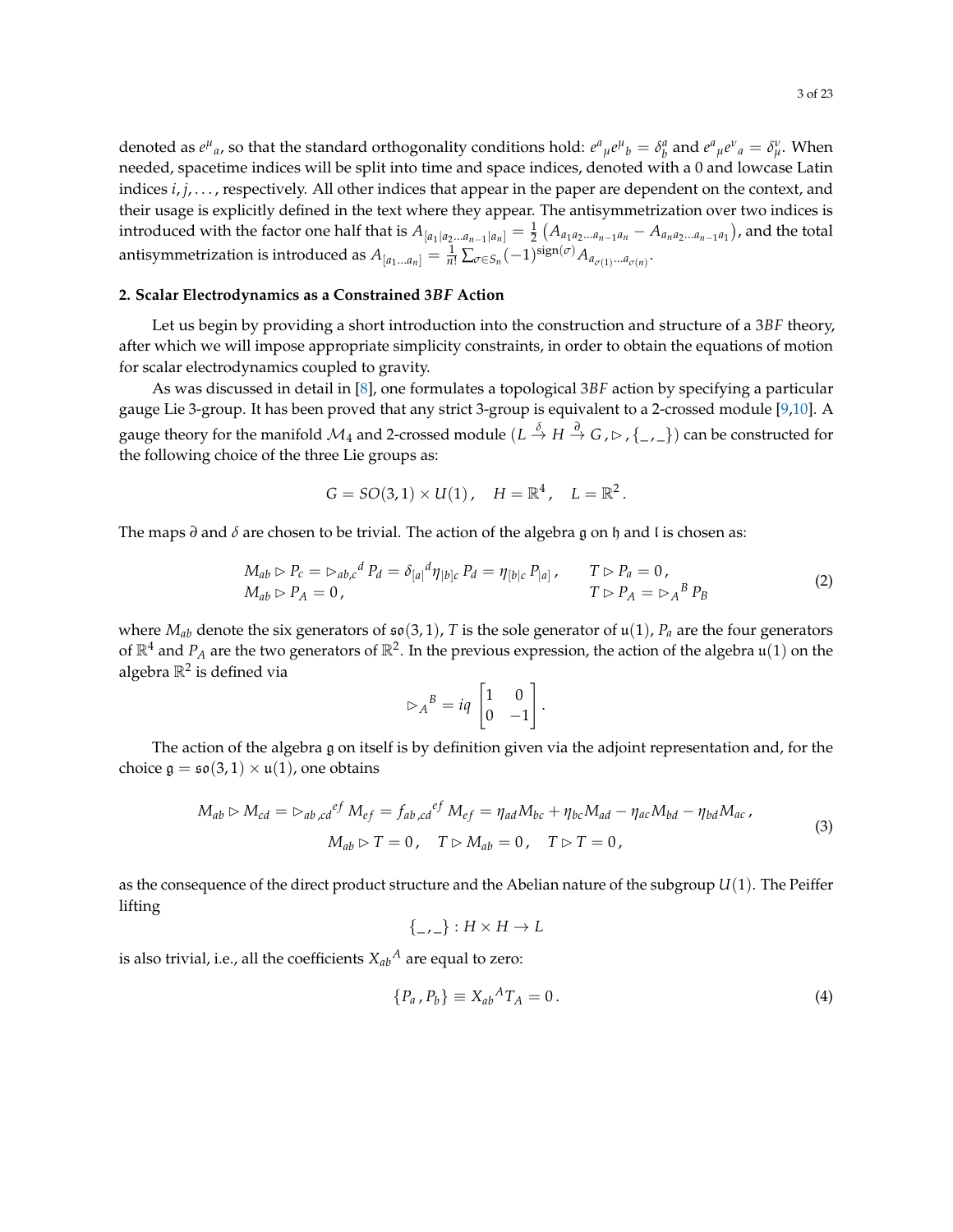denoted as $e^\mu{}_a$, so that the standard orthogonality conditions hold: $e^a{}_\mu e^\mu{}_b = \delta^a_b$ and $e^a{}_\mu e^\nu{}_a = \delta^\nu_\mu$. When needed, spacetime indices will be split into time and space indices, denoted with a 0 and lowcase Latin indices $i, j, \dots$, respectively. All other indices that appear in the paper are dependent on the context, and their usage is explicitly defined in the text where they appear. The antisymmetrization over two indices is introduced with the factor one half that is $A_{[a_1|a_2\dots a_{n-1}|a_n]} = \frac{1}{2}\left(A_{a_1a_2\dots a_{n-1}a_n} - A_{a_na_2\dots a_{n-1}a_1}\right)$, and the total antisymmetrization is introduced as $A_{[a_1\dots a_n]} = \frac{1}{n!}\sum_{\sigma\in S_n}(-1)^{\text{sign}(\sigma)}A_{a_{\sigma(1)}\dots a_{\sigma(n)}}$.

## 2. Scalar Electrodynamics as a Constrained 3*BF* Action

Let us begin by providing a short introduction into the construction and structure of a 3*BF* theory, after which we will impose appropriate simplicity constraints, in order to obtain the equations of motion for scalar electrodynamics coupled to gravity.

As was discussed in detail in [8], one formulates a topological 3*BF* action by specifying a particular gauge Lie 3-group. It has been proved that any strict 3-group is equivalent to a 2-crossed module [9,10]. A gauge theory for the manifold $\mathcal{M}_4$ and 2-crossed module $(L \overset{\delta}{\to} H \overset{\partial}{\to} G\,, \triangleright\,, \{\_\,,\_\})$ can be constructed for the following choice of the three Lie groups as:

$$
G = SO(3,1) \times U(1)\,, \quad H = \mathbb{R}^4\,, \quad L = \mathbb{R}^2\,.
$$

The maps $\partial$ and $\delta$ are chosen to be trivial. The action of the algebra $\mathfrak{g}$ on $\mathfrak{h}$ and $\mathfrak{l}$ is chosen as:

$$
\begin{aligned}
&M_{ab} \triangleright P_c = \triangleright_{ab,c}{}^d\, P_d = \delta_{[a|}{}^d \eta_{|b]c}\, P_d = \eta_{[b|c}\, P_{|a]}\,, \qquad && T \triangleright P_a = 0\,,\\
&M_{ab} \triangleright P_A = 0\,, && T \triangleright P_A = \triangleright_A{}^B\, P_B
\end{aligned}
\tag{2}
$$

where $M_{ab}$ denote the six generators of $\mathfrak{so}(3,1)$, $T$ is the sole generator of $\mathfrak{u}(1)$, $P_a$ are the four generators of $\mathbb{R}^4$ and $P_A$ are the two generators of $\mathbb{R}^2$. In the previous expression, the action of the algebra $\mathfrak{u}(1)$ on the algebra $\mathbb{R}^2$ is defined via

$$
\triangleright_A{}^B = iq \begin{bmatrix} 1 & 0 \\ 0 & -1 \end{bmatrix}.
$$

The action of the algebra $\mathfrak{g}$ on itself is by definition given via the adjoint representation and, for the choice $\mathfrak{g} = \mathfrak{so}(3,1) \times \mathfrak{u}(1)$, one obtains

$$
\begin{gathered}
M_{ab} \triangleright M_{cd} = \triangleright_{ab\,,cd}{}^{ef}\, M_{ef} = f_{ab\,,cd}{}^{ef}\, M_{ef} = \eta_{ad}M_{bc} + \eta_{bc}M_{ad} - \eta_{ac}M_{bd} - \eta_{bd}M_{ac}\,,\\
M_{ab} \triangleright T = 0\,, \quad T \triangleright M_{ab} = 0\,, \quad T \triangleright T = 0\,,
\end{gathered}
\tag{3}
$$

as the consequence of the direct product structure and the Abelian nature of the subgroup $U(1)$. The Peiffer lifting

$$
\{\_\,,\_\} : H \times H \to L
$$

is also trivial, i.e., all the coefficients $X_{ab}{}^A$ are equal to zero:

$$
\{P_a\,, P_b\} \equiv X_{ab}{}^A T_A = 0\,.
\tag{4}
$$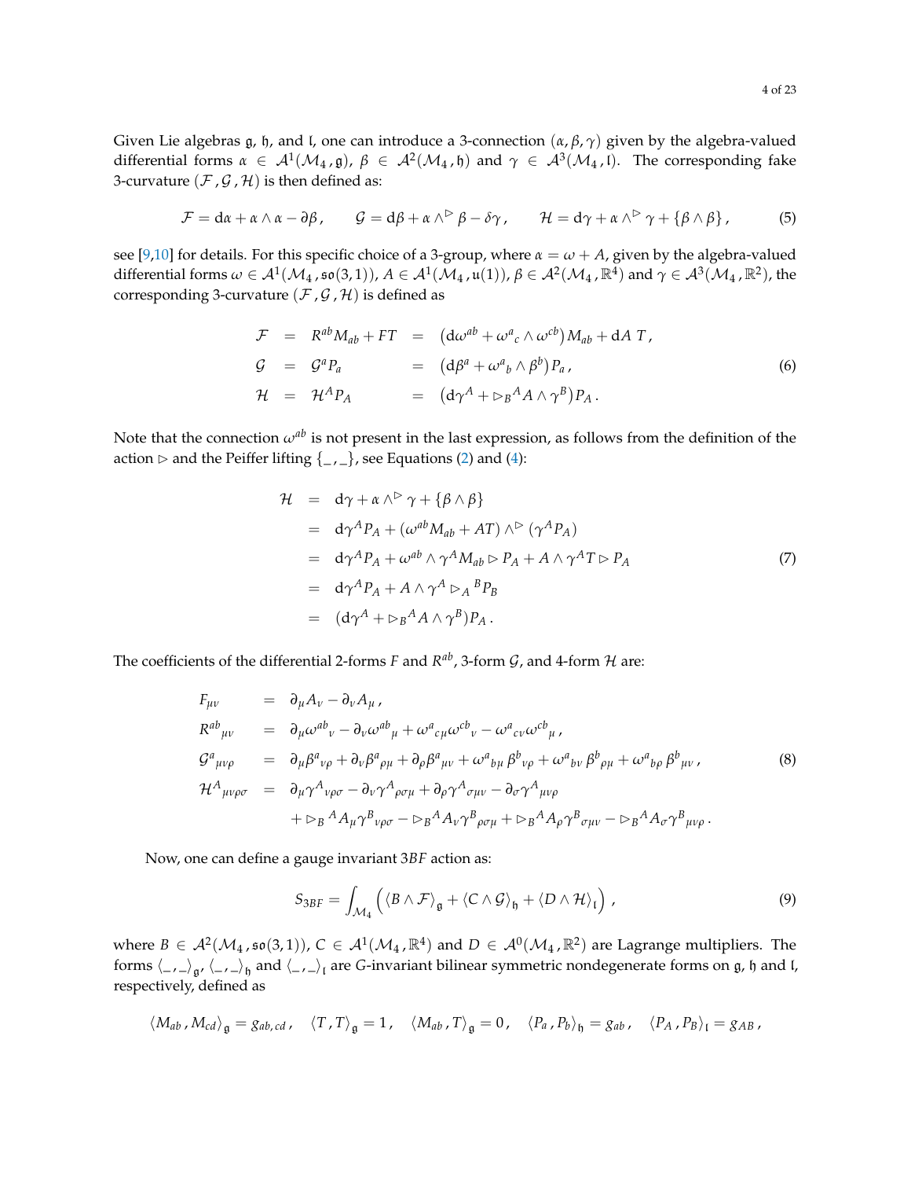Given Lie algebras $\mathfrak{g}$, $\mathfrak{h}$, and $\mathfrak{l}$, one can introduce a 3-connection $(\alpha, \beta, \gamma)$ given by the algebra-valued differential forms $\alpha \in \mathcal{A}^1(\mathcal{M}_4, \mathfrak{g})$, $\beta \in \mathcal{A}^2(\mathcal{M}_4, \mathfrak{h})$ and $\gamma \in \mathcal{A}^3(\mathcal{M}_4, \mathfrak{l})$. The corresponding fake 3-curvature $(\mathcal{F}, \mathcal{G}, \mathcal{H})$ is then defined as:

$$\mathcal{F} = \mathrm{d}\alpha + \alpha \wedge \alpha - \partial\beta \,, \qquad \mathcal{G} = \mathrm{d}\beta + \alpha \wedge^{\triangleright} \beta - \delta\gamma \,, \qquad \mathcal{H} = \mathrm{d}\gamma + \alpha \wedge^{\triangleright} \gamma + \{\beta \wedge \beta\} \,, \tag{5}$$

see [9,10] for details. For this specific choice of a 3-group, where $\alpha = \omega + A$, given by the algebra-valued differential forms $\omega \in \mathcal{A}^1(\mathcal{M}_4, \mathfrak{so}(3,1))$, $A \in \mathcal{A}^1(\mathcal{M}_4, \mathfrak{u}(1))$, $\beta \in \mathcal{A}^2(\mathcal{M}_4, \mathbb{R}^4)$ and $\gamma \in \mathcal{A}^3(\mathcal{M}_4, \mathbb{R}^2)$, the corresponding 3-curvature $(\mathcal{F}, \mathcal{G}, \mathcal{H})$ is defined as

$$\begin{array}{rclcl}
\mathcal{F} & = & R^{ab}M_{ab} + FT & = & \left(\mathrm{d}\omega^{ab} + \omega^a{}_c \wedge \omega^{cb}\right)M_{ab} + \mathrm{d}A\; T \,, \\
\mathcal{G} & = & \mathcal{G}^a P_a & = & \left(\mathrm{d}\beta^a + \omega^a{}_b \wedge \beta^b\right)P_a \,, \\
\mathcal{H} & = & \mathcal{H}^A P_A & = & \left(\mathrm{d}\gamma^A + \triangleright_B{}^A A \wedge \gamma^B\right)P_A \,.
\end{array} \tag{6}$$

Note that the connection $\omega^{ab}$ is not present in the last expression, as follows from the definition of the action $\triangleright$ and the Peiffer lifting $\{\_,\_\}$, see Equations (2) and (4):

$$\begin{array}{rcl}
\mathcal{H} & = & \mathrm{d}\gamma + \alpha \wedge^{\triangleright} \gamma + \{\beta \wedge \beta\} \\
 & = & \mathrm{d}\gamma^A P_A + (\omega^{ab}M_{ab} + AT) \wedge^{\triangleright} (\gamma^A P_A) \\
 & = & \mathrm{d}\gamma^A P_A + \omega^{ab} \wedge \gamma^A M_{ab} \triangleright P_A + A \wedge \gamma^A T \triangleright P_A \\
 & = & \mathrm{d}\gamma^A P_A + A \wedge \gamma^A \triangleright_A{}^B P_B \\
 & = & (\mathrm{d}\gamma^A + \triangleright_B{}^A A \wedge \gamma^B) P_A \,.
\end{array} \tag{7}$$

The coefficients of the differential 2-forms $F$ and $R^{ab}$, 3-form $\mathcal{G}$, and 4-form $\mathcal{H}$ are:

$$\begin{array}{rcl}
F_{\mu\nu} & = & \partial_\mu A_\nu - \partial_\nu A_\mu \,, \\
R^{ab}{}_{\mu\nu} & = & \partial_\mu \omega^{ab}{}_\nu - \partial_\nu \omega^{ab}{}_\mu + \omega^a{}_{c\mu}\omega^{cb}{}_\nu - \omega^a{}_{c\nu}\omega^{cb}{}_\mu \,, \\
\mathcal{G}^a{}_{\mu\nu\rho} & = & \partial_\mu \beta^a{}_{\nu\rho} + \partial_\nu \beta^a{}_{\rho\mu} + \partial_\rho \beta^a{}_{\mu\nu} + \omega^a{}_{b\mu}\, \beta^b{}_{\nu\rho} + \omega^a{}_{b\nu}\, \beta^b{}_{\rho\mu} + \omega^a{}_{b\rho}\, \beta^b{}_{\mu\nu} \,, \\
\mathcal{H}^A{}_{\mu\nu\rho\sigma} & = & \partial_\mu \gamma^A{}_{\nu\rho\sigma} - \partial_\nu \gamma^A{}_{\rho\sigma\mu} + \partial_\rho \gamma^A{}_{\sigma\mu\nu} - \partial_\sigma \gamma^A{}_{\mu\nu\rho} \\
 & & + \triangleright_B{}^A A_\mu \gamma^B{}_{\nu\rho\sigma} - \triangleright_B{}^A A_\nu \gamma^B{}_{\rho\sigma\mu} + \triangleright_B{}^A A_\rho \gamma^B{}_{\sigma\mu\nu} - \triangleright_B{}^A A_\sigma \gamma^B{}_{\mu\nu\rho} \,.
\end{array} \tag{8}$$

Now, one can define a gauge invariant $3BF$ action as:

$$S_{3BF} = \int_{\mathcal{M}_4} \left( \langle B \wedge \mathcal{F} \rangle_{\mathfrak{g}} + \langle C \wedge \mathcal{G} \rangle_{\mathfrak{h}} + \langle D \wedge \mathcal{H} \rangle_{\mathfrak{l}} \right) \,, \tag{9}$$

where $B \in \mathcal{A}^2(\mathcal{M}_4, \mathfrak{so}(3,1))$, $C \in \mathcal{A}^1(\mathcal{M}_4, \mathbb{R}^4)$ and $D \in \mathcal{A}^0(\mathcal{M}_4, \mathbb{R}^2)$ are Lagrange multipliers. The forms $\langle\_,\_\rangle_{\mathfrak{g}}$, $\langle\_,\_\rangle_{\mathfrak{h}}$ and $\langle\_,\_\rangle_{\mathfrak{l}}$ are $G$-invariant bilinear symmetric nondegenerate forms on $\mathfrak{g}$, $\mathfrak{h}$ and $\mathfrak{l}$, respectively, defined as

$$\langle M_{ab}, M_{cd} \rangle_{\mathfrak{g}} = g_{ab,cd} \,, \quad \langle T, T \rangle_{\mathfrak{g}} = 1 \,, \quad \langle M_{ab}, T \rangle_{\mathfrak{g}} = 0 \,, \quad \langle P_a, P_b \rangle_{\mathfrak{h}} = g_{ab} \,, \quad \langle P_A, P_B \rangle_{\mathfrak{l}} = g_{AB} \,,$$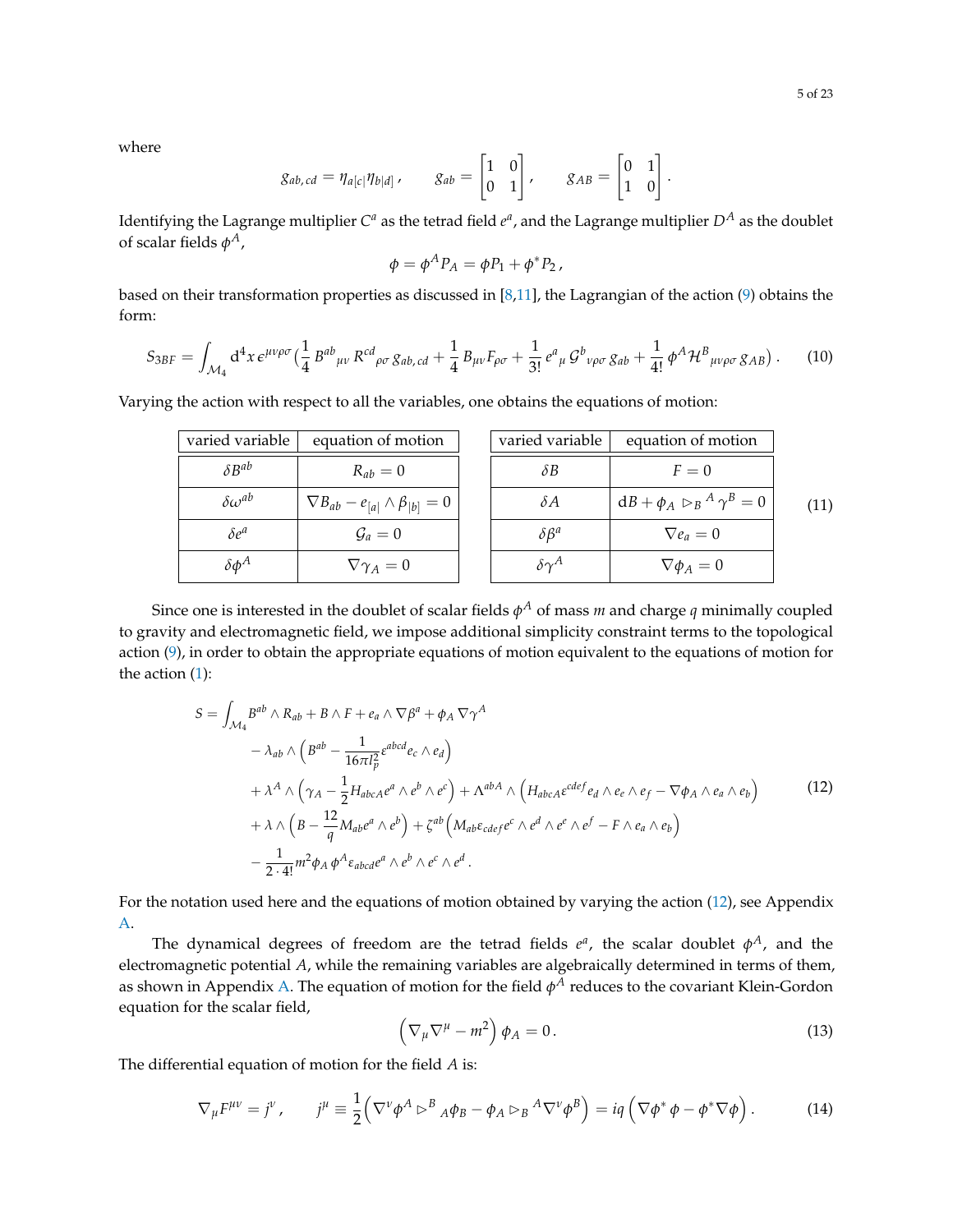where

$$g_{ab,cd} = \eta_{a[c|}\eta_{b|d]}\,, \qquad g_{ab} = \begin{bmatrix} 1 & 0 \\ 0 & 1 \end{bmatrix}, \qquad g_{AB} = \begin{bmatrix} 0 & 1 \\ 1 & 0 \end{bmatrix}.$$

Identifying the Lagrange multiplier $C^a$ as the tetrad field $e^a$, and the Lagrange multiplier $D^A$ as the doublet of scalar fields $\phi^A$,

$$\phi = \phi^A P_A = \phi P_1 + \phi^* P_2\,,$$

based on their transformation properties as discussed in [8,11], the Lagrangian of the action (9) obtains the form:

$$S_{3BF} = \int_{\mathcal{M}_4} \mathrm{d}^4x\, \epsilon^{\mu\nu\rho\sigma} \big( \frac{1}{4}\, B^{ab}{}_{\mu\nu}\, R^{cd}{}_{\rho\sigma}\, g_{ab,cd} + \frac{1}{4}\, B_{\mu\nu} F_{\rho\sigma} + \frac{1}{3!}\, e^a{}_\mu\, \mathcal{G}^b{}_{\nu\rho\sigma}\, g_{ab} + \frac{1}{4!}\, \phi^A \mathcal{H}^B{}_{\mu\nu\rho\sigma}\, g_{AB} \big)\,. \tag{10}$$

Varying the action with respect to all the variables, one obtains the equations of motion:

| varied variable | equation of motion | varied variable | equation of motion |
|---|---|---|---|
| $\delta B^{ab}$ | $R_{ab} = 0$ | $\delta B$ | $F = 0$ |
| $\delta \omega^{ab}$ | $\nabla B_{ab} - e_{[a\|} \wedge \beta_{\|b]} = 0$ | $\delta A$ | $\mathrm{d}B + \phi_A \rhd_B{}^A \gamma^B = 0$ |
| $\delta e^a$ | $\mathcal{G}_a = 0$ | $\delta \beta^a$ | $\nabla e_a = 0$ |
| $\delta \phi^A$ | $\nabla \gamma_A = 0$ | $\delta \gamma^A$ | $\nabla \phi_A = 0$ |

(11)

Since one is interested in the doublet of scalar fields $\phi^A$ of mass $m$ and charge $q$ minimally coupled to gravity and electromagnetic field, we impose additional simplicity constraint terms to the topological action (9), in order to obtain the appropriate equations of motion equivalent to the equations of motion for the action (1):

$$\begin{aligned}
S = \int_{\mathcal{M}_4} & B^{ab} \wedge R_{ab} + B \wedge F + e_a \wedge \nabla \beta^a + \phi_A \nabla \gamma^A \\
& - \lambda_{ab} \wedge \Big( B^{ab} - \frac{1}{16\pi l_p^2} \varepsilon^{abcd} e_c \wedge e_d \Big) \\
& + \lambda^A \wedge \Big( \gamma_A - \frac{1}{2} H_{abcA} e^a \wedge e^b \wedge e^c \Big) + \Lambda^{abA} \wedge \Big( H_{abcA} \varepsilon^{cdef} e_d \wedge e_e \wedge e_f - \nabla \phi_A \wedge e_a \wedge e_b \Big) \\
& + \lambda \wedge \Big( B - \frac{12}{q} M_{ab} e^a \wedge e^b \Big) + \zeta^{ab} \Big( M_{ab} \varepsilon_{cdef} e^c \wedge e^d \wedge e^e \wedge e^f - F \wedge e_a \wedge e_b \Big) \\
& - \frac{1}{2 \cdot 4!} m^2 \phi_A\, \phi^A \varepsilon_{abcd} e^a \wedge e^b \wedge e^c \wedge e^d\,.
\end{aligned} \tag{12}$$

For the notation used here and the equations of motion obtained by varying the action (12), see Appendix A.

The dynamical degrees of freedom are the tetrad fields $e^a$, the scalar doublet $\phi^A$, and the electromagnetic potential $A$, while the remaining variables are algebraically determined in terms of them, as shown in Appendix A. The equation of motion for the field $\phi^A$ reduces to the covariant Klein-Gordon equation for the scalar field,

$$\Big( \nabla_\mu \nabla^\mu - m^2 \Big)\, \phi_A = 0\,. \tag{13}$$

The differential equation of motion for the field $A$ is:

$$\nabla_\mu F^{\mu\nu} = j^\nu\,, \qquad j^\mu \equiv \frac{1}{2} \Big( \nabla^\nu \phi^A \rhd^B{}_A \phi_B - \phi_A \rhd_B{}^A \nabla^\nu \phi^B \Big) = iq \Big( \nabla \phi^*\, \phi - \phi^* \nabla \phi \Big)\,. \tag{14}$$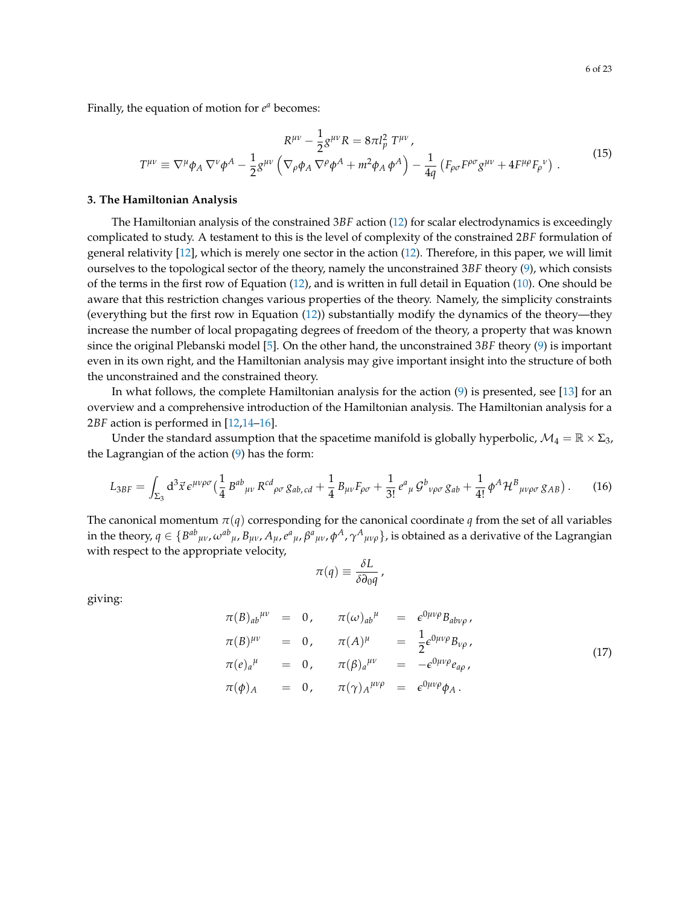Finally, the equation of motion for $e^a$ becomes:

$$
\begin{gathered}
R^{\mu\nu} - \frac{1}{2} g^{\mu\nu} R = 8\pi l_p^2 \, T^{\mu\nu} \,, \\
T^{\mu\nu} \equiv \nabla^\mu \phi_A \, \nabla^\nu \phi^A - \frac{1}{2} g^{\mu\nu} \left( \nabla_\rho \phi_A \, \nabla^\rho \phi^A + m^2 \phi_A \, \phi^A \right) - \frac{1}{4q} \left( F_{\rho\sigma} F^{\rho\sigma} g^{\mu\nu} + 4 F^{\mu\rho} F_\rho{}^\nu \right) .
\end{gathered} \tag{15}
$$

## 3. The Hamiltonian Analysis

The Hamiltonian analysis of the constrained 3*BF* action (12) for scalar electrodynamics is exceedingly complicated to study. A testament to this is the level of complexity of the constrained 2*BF* formulation of general relativity [12], which is merely one sector in the action (12). Therefore, in this paper, we will limit ourselves to the topological sector of the theory, namely the unconstrained 3*BF* theory (9), which consists of the terms in the first row of Equation (12), and is written in full detail in Equation (10). One should be aware that this restriction changes various properties of the theory. Namely, the simplicity constraints (everything but the first row in Equation (12)) substantially modify the dynamics of the theory—they increase the number of local propagating degrees of freedom of the theory, a property that was known since the original Plebanski model [5]. On the other hand, the unconstrained 3*BF* theory (9) is important even in its own right, and the Hamiltonian analysis may give important insight into the structure of both the unconstrained and the constrained theory.

In what follows, the complete Hamiltonian analysis for the action (9) is presented, see [13] for an overview and a comprehensive introduction of the Hamiltonian analysis. The Hamiltonian for a 2*BF* action is performed in [12,14–16].

Under the standard assumption that the spacetime manifold is globally hyperbolic, $\mathcal{M}_4 = \mathbb{R} \times \Sigma_3$, the Lagrangian of the action (9) has the form:

$$
L_{3BF} = \int_{\Sigma_3} \mathrm{d}^3\vec{x} \, \epsilon^{\mu\nu\rho\sigma} \big( \frac{1}{4} B^{ab}{}_{\mu\nu} \, R^{cd}{}_{\rho\sigma} \, g_{ab,cd} + \frac{1}{4} B_{\mu\nu} F_{\rho\sigma} + \frac{1}{3!} \, e^a{}_\mu \, \mathcal{G}^b{}_{\nu\rho\sigma} \, g_{ab} + \frac{1}{4!} \, \phi^A \mathcal{H}^B{}_{\mu\nu\rho\sigma} \, g_{AB} \big) . \tag{16}
$$

The canonical momentum $\pi(q)$ corresponding for the canonical coordinate $q$ from the set of all variables in the theory, $q \in \{ B^{ab}{}_{\mu\nu}, \omega^{ab}{}_\mu, B_{\mu\nu}, A_\mu, e^a{}_\mu, \beta^a{}_{\mu\nu}, \phi^A, \gamma^A{}_{\mu\nu\rho} \}$, is obtained as a derivative of the Lagrangian with respect to the appropriate velocity,

$$
\pi(q) \equiv \frac{\delta L}{\delta \partial_0 q} \,,
$$

giving:

$$
\begin{aligned}
\pi(B)_{ab}{}^{\mu\nu} &= 0 \,, & \pi(\omega)_{ab}{}^\mu &= \epsilon^{0\mu\nu\rho} B_{ab\nu\rho} \,, \\
\pi(B)^{\mu\nu} &= 0 \,, & \pi(A)^\mu &= \frac{1}{2} \epsilon^{0\mu\nu\rho} B_{\nu\rho} \,, \\
\pi(e)_a{}^\mu &= 0 \,, & \pi(\beta)_a{}^{\mu\nu} &= -\epsilon^{0\mu\nu\rho} e_{a\rho} \,, \\
\pi(\phi)_A &= 0 \,, & \pi(\gamma)_A{}^{\mu\nu\rho} &= \epsilon^{0\mu\nu\rho} \phi_A \,.
\end{aligned} \tag{17}
$$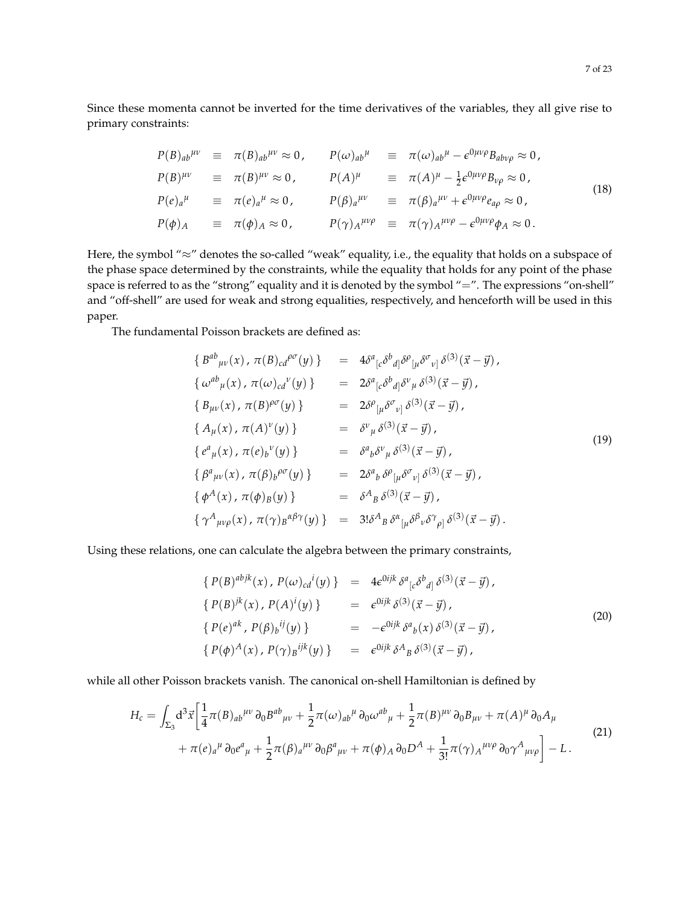Since these momenta cannot be inverted for the time derivatives of the variables, they all give rise to primary constraints:

$$
\begin{array}{llllll}
P(B)_{ab}{}^{\mu\nu} & \equiv & \pi(B)_{ab}{}^{\mu\nu} \approx 0\,, & P(\omega)_{ab}{}^{\mu} & \equiv & \pi(\omega)_{ab}{}^{\mu} - \epsilon^{0\mu\nu\rho} B_{ab\nu\rho} \approx 0\,, \\
P(B)^{\mu\nu} & \equiv & \pi(B)^{\mu\nu} \approx 0\,, & P(A)^{\mu} & \equiv & \pi(A)^{\mu} - \frac{1}{2}\epsilon^{0\mu\nu\rho} B_{\nu\rho} \approx 0\,, \\
P(e)_{a}{}^{\mu} & \equiv & \pi(e)_{a}{}^{\mu} \approx 0\,, & P(\beta)_{a}{}^{\mu\nu} & \equiv & \pi(\beta)_{a}{}^{\mu\nu} + \epsilon^{0\mu\nu\rho} e_{a\rho} \approx 0\,, \\
P(\phi)_{A} & \equiv & \pi(\phi)_{A} \approx 0\,, & P(\gamma)_{A}{}^{\mu\nu\rho} & \equiv & \pi(\gamma)_{A}{}^{\mu\nu\rho} - \epsilon^{0\mu\nu\rho} \phi_{A} \approx 0\,.
\end{array}
\tag{18}
$$

Here, the symbol "$\approx$" denotes the so-called "weak" equality, i.e., the equality that holds on a subspace of the phase space determined by the constraints, while the equality that holds for any point of the phase space is referred to as the "strong" equality and it is denoted by the symbol "$=$". The expressions "on-shell" and "off-shell" are used for weak and strong equalities, respectively, and henceforth will be used in this paper.

The fundamental Poisson brackets are defined as:

$$
\begin{array}{lll}
\{\, B^{ab}{}_{\mu\nu}(x)\,,\, \pi(B)_{cd}{}^{\rho\sigma}(y)\,\} & = & 4\delta^{a}{}_{[c}\delta^{b}{}_{d]}\delta^{\rho}{}_{[\mu}\delta^{\sigma}{}_{\nu]}\,\delta^{(3)}(\vec{x}-\vec{y})\,, \\
\{\, \omega^{ab}{}_{\mu}(x)\,,\, \pi(\omega)_{cd}{}^{\nu}(y)\,\} & = & 2\delta^{a}{}_{[c}\delta^{b}{}_{d]}\delta^{\nu}{}_{\mu}\,\delta^{(3)}(\vec{x}-\vec{y})\,, \\
\{\, B_{\mu\nu}(x)\,,\, \pi(B)^{\rho\sigma}(y)\,\} & = & 2\delta^{\rho}{}_{[\mu}\delta^{\sigma}{}_{\nu]}\,\delta^{(3)}(\vec{x}-\vec{y})\,, \\
\{\, A_{\mu}(x)\,,\, \pi(A)^{\nu}(y)\,\} & = & \delta^{\nu}{}_{\mu}\,\delta^{(3)}(\vec{x}-\vec{y})\,, \\
\{\, e^{a}{}_{\mu}(x)\,,\, \pi(e)_{b}{}^{\nu}(y)\,\} & = & \delta^{a}{}_{b}\delta^{\nu}{}_{\mu}\,\delta^{(3)}(\vec{x}-\vec{y})\,, \\
\{\, \beta^{a}{}_{\mu\nu}(x)\,,\, \pi(\beta)_{b}{}^{\rho\sigma}(y)\,\} & = & 2\delta^{a}{}_{b}\,\delta^{\rho}{}_{[\mu}\delta^{\sigma}{}_{\nu]}\,\delta^{(3)}(\vec{x}-\vec{y})\,, \\
\{\, \phi^{A}(x)\,,\, \pi(\phi)_{B}(y)\,\} & = & \delta^{A}{}_{B}\,\delta^{(3)}(\vec{x}-\vec{y})\,, \\
\{\, \gamma^{A}{}_{\mu\nu\rho}(x)\,,\, \pi(\gamma)_{B}{}^{\alpha\beta\gamma}(y)\,\} & = & 3!\delta^{A}{}_{B}\,\delta^{\alpha}{}_{[\mu}\delta^{\beta}{}_{\nu}\delta^{\gamma}{}_{\rho]}\,\delta^{(3)}(\vec{x}-\vec{y})\,.
\end{array}
\tag{19}
$$

Using these relations, one can calculate the algebra between the primary constraints,

$$
\begin{array}{lll}
\{\, P(B)^{abjk}(x)\,,\, P(\omega)_{cd}{}^{i}(y)\,\} & = & 4\epsilon^{0ijk}\,\delta^{a}{}_{[c}\delta^{b}{}_{d]}\,\delta^{(3)}(\vec{x}-\vec{y})\,, \\
\{\, P(B)^{jk}(x)\,,\, P(A)^{i}(y)\,\} & = & \epsilon^{0ijk}\,\delta^{(3)}(\vec{x}-\vec{y})\,, \\
\{\, P(e)^{ak}\,,\, P(\beta)_{b}{}^{ij}(y)\,\} & = & -\epsilon^{0ijk}\,\delta^{a}{}_{b}(x)\,\delta^{(3)}(\vec{x}-\vec{y})\,, \\
\{\, P(\phi)^{A}(x)\,,\, P(\gamma)_{B}{}^{ijk}(y)\,\} & = & \epsilon^{0ijk}\,\delta^{A}{}_{B}\,\delta^{(3)}(\vec{x}-\vec{y})\,,
\end{array}
\tag{20}
$$

while all other Poisson brackets vanish. The canonical on-shell Hamiltonian is defined by

$$
\begin{aligned}
H_c = \int_{\Sigma_3} \mathrm{d}^3\vec{x} \bigg[ & \frac{1}{4}\pi(B)_{ab}{}^{\mu\nu}\,\partial_0 B^{ab}{}_{\mu\nu} + \frac{1}{2}\pi(\omega)_{ab}{}^{\mu}\,\partial_0\omega^{ab}{}_{\mu} + \frac{1}{2}\pi(B)^{\mu\nu}\,\partial_0 B_{\mu\nu} + \pi(A)^{\mu}\,\partial_0 A_{\mu} \\
& + \pi(e)_{a}{}^{\mu}\,\partial_0 e^{a}{}_{\mu} + \frac{1}{2}\pi(\beta)_{a}{}^{\mu\nu}\,\partial_0\beta^{a}{}_{\mu\nu} + \pi(\phi)_{A}\,\partial_0 D^{A} + \frac{1}{3!}\pi(\gamma)_{A}{}^{\mu\nu\rho}\,\partial_0\gamma^{A}{}_{\mu\nu\rho} \bigg] - L\,.
\end{aligned}
\tag{21}
$$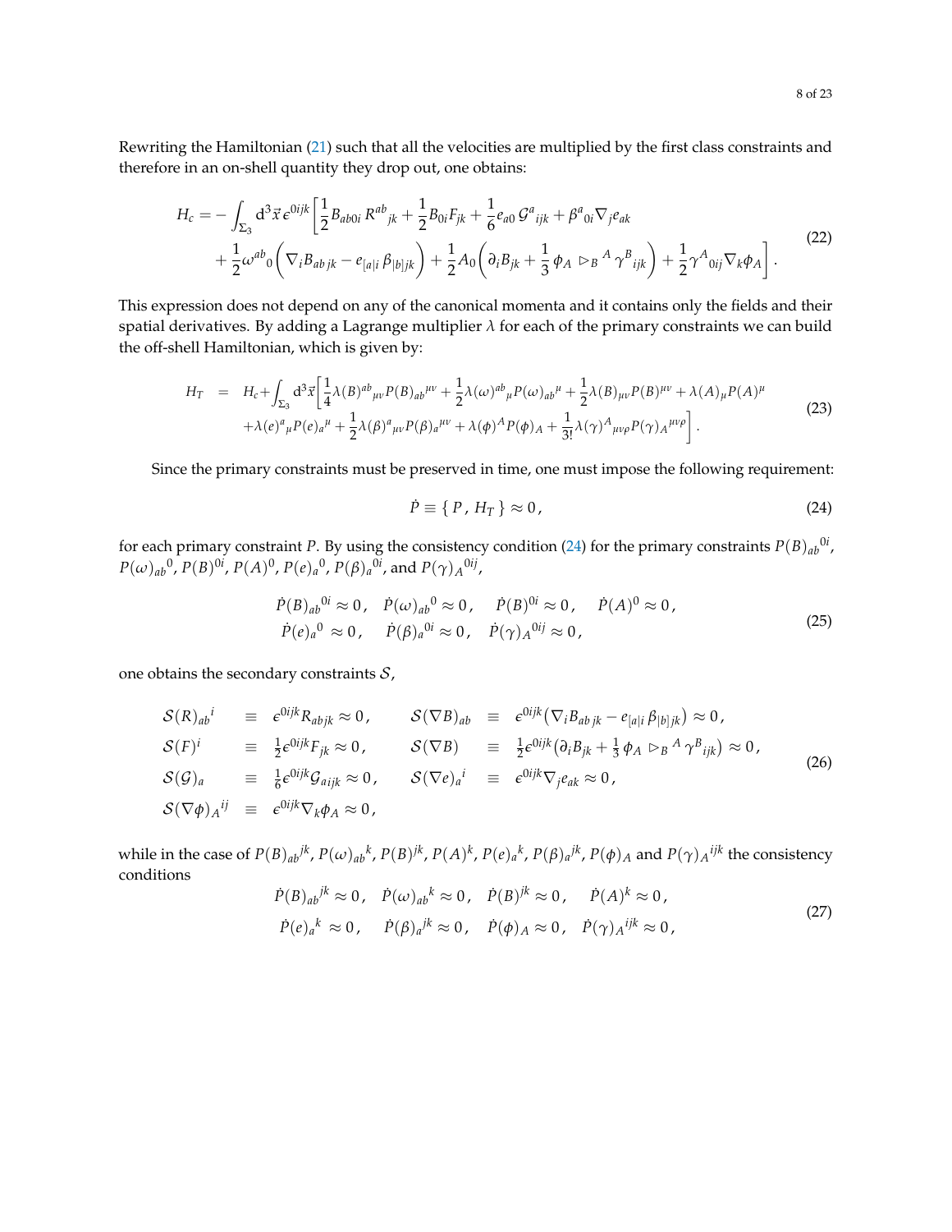Rewriting the Hamiltonian (21) such that all the velocities are multiplied by the first class constraints and therefore in an on-shell quantity they drop out, one obtains:

$$
\begin{aligned}
H_c = -\int_{\Sigma_3} \mathrm{d}^3\vec{x}\, \epsilon^{0ijk}\bigg[ & \frac{1}{2} B_{ab0i}\, R^{ab}{}_{jk} + \frac{1}{2} B_{0i} F_{jk} + \frac{1}{6} e_{a0}\, \mathcal{G}^a{}_{ijk} + \beta^a{}_{0i} \nabla_j e_{ak} \\
& + \frac{1}{2}\omega^{ab}{}_0 \bigg( \nabla_i B_{ab\,jk} - e_{[a|i}\, \beta_{|b]jk} \bigg) + \frac{1}{2} A_0 \bigg( \partial_i B_{jk} + \frac{1}{3}\, \phi_A \, \rhd_B{}^A \, \gamma^B{}_{ijk} \bigg) + \frac{1}{2}\gamma^A{}_{0ij} \nabla_k \phi_A \bigg] .
\end{aligned}
\tag{22}
$$

This expression does not depend on any of the canonical momenta and it contains only the fields and their spatial derivatives. By adding a Lagrange multiplier $\lambda$ for each of the primary constraints we can build the off-shell Hamiltonian, which is given by:

$$
\begin{aligned}
H_T \;=\; H_c + \int_{\Sigma_3} \mathrm{d}^3\vec{x}\bigg[ & \frac{1}{4}\lambda(B)^{ab}{}_{\mu\nu} P(B)_{ab}{}^{\mu\nu} + \frac{1}{2}\lambda(\omega)^{ab}{}_{\mu} P(\omega)_{ab}{}^{\mu} + \frac{1}{2}\lambda(B)_{\mu\nu} P(B)^{\mu\nu} + \lambda(A)_{\mu} P(A)^{\mu} \\
& + \lambda(e)^a{}_{\mu} P(e)_a{}^{\mu} + \frac{1}{2}\lambda(\beta)^a{}_{\mu\nu} P(\beta)_a{}^{\mu\nu} + \lambda(\phi)^A P(\phi)_A + \frac{1}{3!}\lambda(\gamma)^A{}_{\mu\nu\rho} P(\gamma)_A{}^{\mu\nu\rho} \bigg] .
\end{aligned}
\tag{23}
$$

Since the primary constraints must be preserved in time, one must impose the following requirement:

$$
\dot{P} \equiv \{\, P \,,\, H_T \,\} \approx 0 \,,
\tag{24}
$$

for each primary constraint $P$. By using the consistency condition (24) for the primary constraints $P(B)_{ab}{}^{0i}$, $P(\omega)_{ab}{}^{0}$, $P(B)^{0i}$, $P(A)^0$, $P(e)_a{}^0$, $P(\beta)_a{}^{0i}$, and $P(\gamma)_A{}^{0ij}$,

$$
\begin{aligned}
&\dot{P}(B)_{ab}{}^{0i} \approx 0\,, \quad \dot{P}(\omega)_{ab}{}^{0} \approx 0\,, \quad \dot{P}(B)^{0i} \approx 0\,, \quad \dot{P}(A)^{0} \approx 0\,, \\
&\dot{P}(e)_a{}^{0} \approx 0\,, \quad \dot{P}(\beta)_a{}^{0i} \approx 0\,, \quad \dot{P}(\gamma)_A{}^{0ij} \approx 0\,,
\end{aligned}
\tag{25}
$$

one obtains the secondary constraints $\mathcal{S}$,

$$
\begin{aligned}
\mathcal{S}(R)_{ab}{}^{i} \;&\equiv\; \epsilon^{0ijk} R_{ab\,jk} \approx 0\,, & \mathcal{S}(\nabla B)_{ab} \;&\equiv\; \epsilon^{0ijk}\big( \nabla_i B_{ab\,jk} - e_{[a|i}\, \beta_{|b]\,jk} \big) \approx 0\,, \\
\mathcal{S}(F)^{i} \;&\equiv\; \tfrac{1}{2}\epsilon^{0ijk} F_{jk} \approx 0\,, & \mathcal{S}(\nabla B) \;&\equiv\; \tfrac{1}{2}\epsilon^{0ijk}\big( \partial_i B_{jk} + \tfrac{1}{3}\, \phi_A \, \rhd_B{}^A \, \gamma^B{}_{ijk} \big) \approx 0\,, \\
\mathcal{S}(\mathcal{G})_{a} \;&\equiv\; \tfrac{1}{6}\epsilon^{0ijk} \mathcal{G}_{a\,ijk} \approx 0\,, & \mathcal{S}(\nabla e)_a{}^{i} \;&\equiv\; \epsilon^{0ijk} \nabla_j e_{ak} \approx 0\,, \\
\mathcal{S}(\nabla\phi)_A{}^{ij} \;&\equiv\; \epsilon^{0ijk} \nabla_k \phi_A \approx 0\,,
\end{aligned}
\tag{26}
$$

while in the case of $P(B)_{ab}{}^{jk}$, $P(\omega)_{ab}{}^{k}$, $P(B)^{jk}$, $P(A)^k$, $P(e)_a{}^k$, $P(\beta)_a{}^{jk}$, $P(\phi)_A$ and $P(\gamma)_A{}^{ijk}$ the consistency conditions

$$
\begin{aligned}
&\dot{P}(B)_{ab}{}^{jk} \approx 0\,, \quad \dot{P}(\omega)_{ab}{}^{k} \approx 0\,, \quad \dot{P}(B)^{jk} \approx 0\,, \quad \dot{P}(A)^{k} \approx 0\,, \\
&\dot{P}(e)_a{}^{k} \approx 0\,, \quad \dot{P}(\beta)_a{}^{jk} \approx 0\,, \quad \dot{P}(\phi)_A \approx 0\,, \quad \dot{P}(\gamma)_A{}^{ijk} \approx 0\,,
\end{aligned}
\tag{27}
$$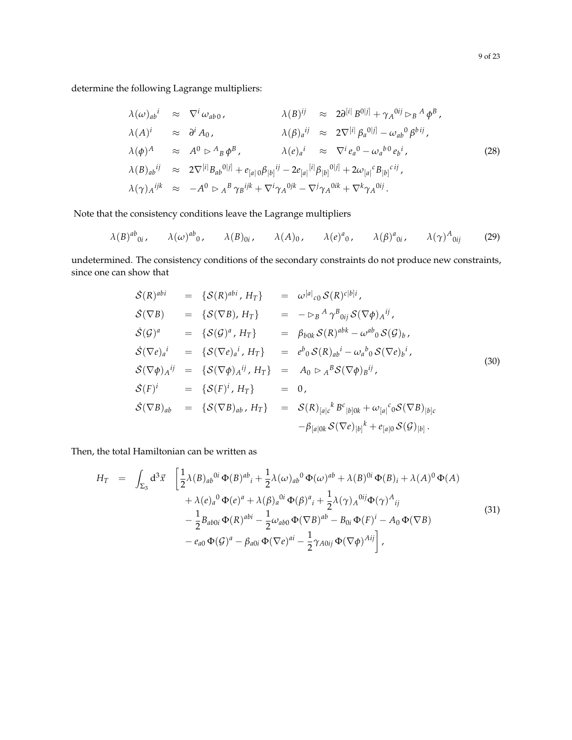determine the following Lagrange multipliers:

$$
\begin{array}{llllll}
\lambda(\omega)_{ab}{}^{i} & \approx & \nabla^{i}\,\omega_{ab\,0}\,, & \lambda(B)^{ij} & \approx & 2\partial^{[i|}\,B^{0|j]} + \gamma_{A}{}^{0ij} \rhd_{B}{}^{A}\,\phi^{B}\,, \\
\lambda(A)^{i} & \approx & \partial^{i}\,A_{0}\,, & \lambda(\beta)_{a}{}^{ij} & \approx & 2\nabla^{[i|}\,\beta_{a}{}^{0|j]} - \omega_{ab}{}^{0}\,\beta^{b\,ij}\,, \\
\lambda(\phi)^{A} & \approx & A^{0} \rhd^{A}{}_{B}\,\phi^{B}\,, & \lambda(e)_{a}{}^{i} & \approx & \nabla^{i}\,e_{a}{}^{0} - \omega_{a}{}^{b\,0}\,e_{b}{}^{i}\,, \\
\lambda(B)_{ab}{}^{ij} & \approx & \multicolumn{4}{l}{2\nabla^{[i|}B_{ab}{}^{0|j]} + e_{[a|\,0}\beta_{|b]}{}^{ij} - 2e_{[a|}{}^{[i|}\beta_{|b]}{}^{0|j]} + 2\omega_{[a|}{}^{c}B_{|b]}{}^{c\,ij}\,,} \\
\lambda(\gamma)_{A}{}^{ijk} & \approx & \multicolumn{4}{l}{-A^{0} \rhd_{A}{}^{B}\,\gamma_{B}{}^{ijk} + \nabla^{i}\gamma_{A}{}^{0jk} - \nabla^{j}\gamma_{A}{}^{0ik} + \nabla^{k}\gamma_{A}{}^{0ij}\,.}
\end{array}
\tag{28}
$$

Note that the consistency conditions leave the Lagrange multipliers

$$
\lambda(B)^{ab}{}_{0i}\,, \qquad \lambda(\omega)^{ab}{}_{0}\,, \qquad \lambda(B)_{0i}\,, \qquad \lambda(A)_{0}\,, \qquad \lambda(e)^{a}{}_{0}\,, \qquad \lambda(\beta)^{a}{}_{0i}\,, \qquad \lambda(\gamma)^{A}{}_{0ij} \tag{29}
$$

undetermined. The consistency conditions of the secondary constraints do not produce new constraints, since one can show that

$$
\begin{array}{lllll}
\dot{\mathcal{S}}(R)^{abi} & = & \{\mathcal{S}(R)^{abi}\,,\,H_T\} & = & \omega^{[a|}{}_{c0}\,\mathcal{S}(R)^{c|b]i}\,, \\
\dot{\mathcal{S}}(\nabla B) & = & \{\mathcal{S}(\nabla B),\,H_T\} & = & -\rhd_{B}{}^{A}\,\gamma^{B}{}_{0ij}\,\mathcal{S}(\nabla\phi)_{A}{}^{ij}\,, \\
\dot{\mathcal{S}}(\mathcal{G})^{a} & = & \{\mathcal{S}(\mathcal{G})^{a}\,,\,H_T\} & = & \beta_{b0k}\,\mathcal{S}(R)^{abk} - \omega^{ab}{}_{0}\,\mathcal{S}(\mathcal{G})_{b}\,, \\
\dot{\mathcal{S}}(\nabla e)_{a}{}^{i} & = & \{\mathcal{S}(\nabla e)_{a}{}^{i}\,,\,H_T\} & = & e^{b}{}_{0}\,\mathcal{S}(R)_{ab}{}^{i} - \omega_{a}{}^{b}{}_{0}\,\mathcal{S}(\nabla e)_{b}{}^{i}\,, \\
\dot{\mathcal{S}}(\nabla\phi)_{A}{}^{ij} & = & \{\mathcal{S}(\nabla\phi)_{A}{}^{ij}\,,\,H_T\} & = & A_{0} \rhd_{A}{}^{B}\mathcal{S}(\nabla\phi)_{B}{}^{ij}\,, \\
\dot{\mathcal{S}}(F)^{i} & = & \{\mathcal{S}(F)^{i}\,,\,H_T\} & = & 0\,, \\
\dot{\mathcal{S}}(\nabla B)_{ab} & = & \{\mathcal{S}(\nabla B)_{ab}\,,\,H_T\} & = & \mathcal{S}(R)_{[a|c}{}^{k}\,B^{c}{}_{|b]0k} + \omega_{[a|}{}^{c}{}_{0}\mathcal{S}(\nabla B)_{|b]c} \\
 & & & & -\beta_{[a|0k}\,\mathcal{S}(\nabla e)_{|b]}{}^{k} + e_{[a|0}\,\mathcal{S}(\mathcal{G})_{|b]}\,.
\end{array}
\tag{30}
$$

Then, the total Hamiltonian can be written as

$$
\begin{aligned}
H_T \;=\; \int_{\Sigma_3} \mathrm{d}^3\vec{x}\;\; \Big[ & \frac{1}{2}\lambda(B)_{ab}{}^{0i}\,\Phi(B)^{ab}{}_{i} + \frac{1}{2}\lambda(\omega)_{ab}{}^{0}\,\Phi(\omega)^{ab} + \lambda(B)^{0i}\,\Phi(B)_{i} + \lambda(A)^{0}\,\Phi(A) \\
& + \lambda(e)_{a}{}^{0}\,\Phi(e)^{a} + \lambda(\beta)_{a}{}^{0i}\,\Phi(\beta)^{a}{}_{i} + \frac{1}{2}\lambda(\gamma)_{A}{}^{0ij}\Phi(\gamma)^{A}{}_{ij} \\
& - \frac{1}{2}B_{ab0i}\,\Phi(R)^{abi} - \frac{1}{2}\omega_{ab0}\,\Phi(\nabla B)^{ab} - B_{0i}\,\Phi(F)^{i} - A_{0}\,\Phi(\nabla B) \\
& - e_{a0}\,\Phi(\mathcal{G})^{a} - \beta_{a0i}\,\Phi(\nabla e)^{ai} - \frac{1}{2}\gamma_{A0ij}\,\Phi(\nabla\phi)^{Aij} \Big]\,,
\end{aligned}
\tag{31}
$$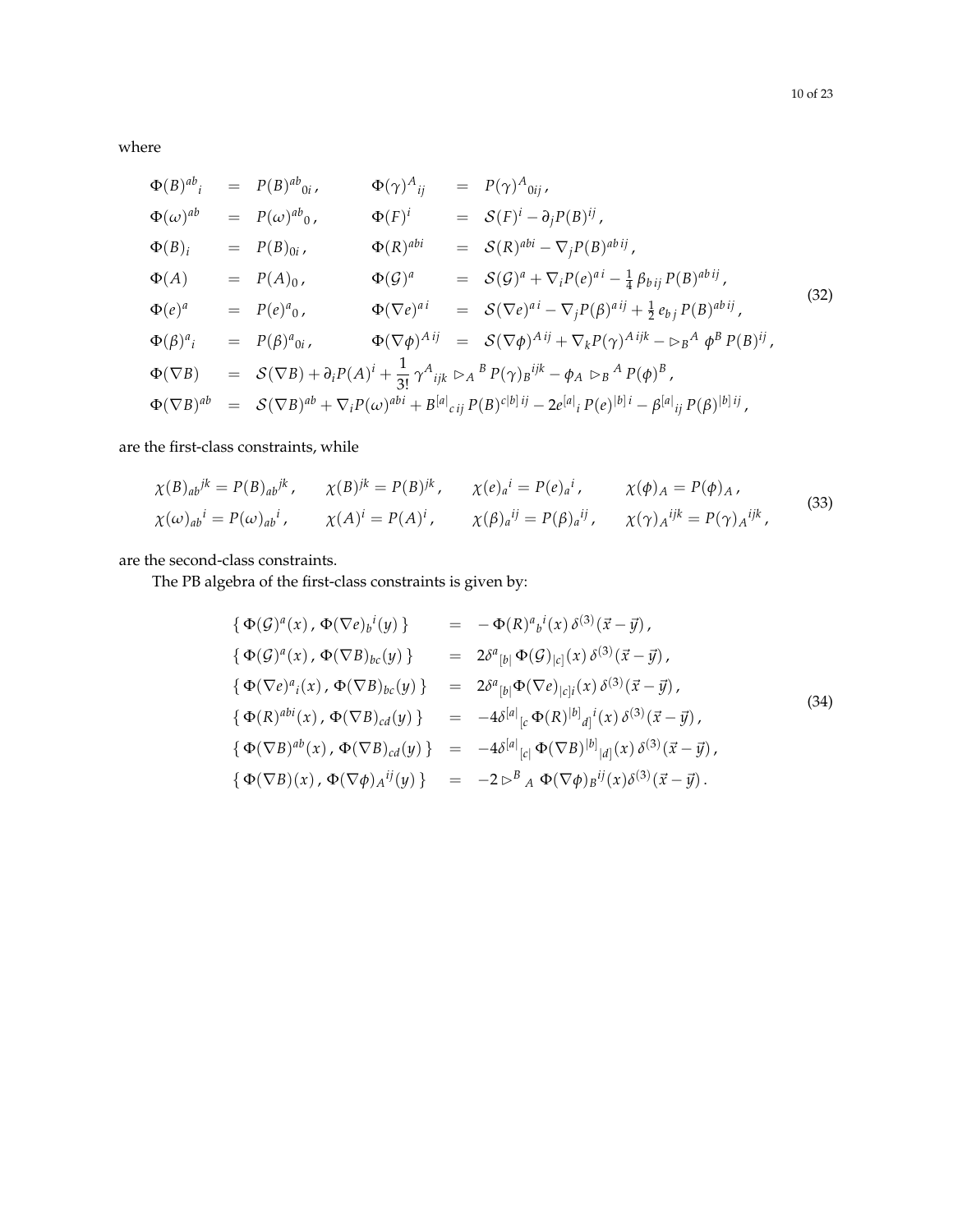where

$$
\begin{array}{rclrcl}
\Phi(B)^{ab}{}_{i} & = & P(B)^{ab}{}_{0i}\,, & \Phi(\gamma)^{A}{}_{ij} & = & P(\gamma)^{A}{}_{0ij}\,, \\
\Phi(\omega)^{ab} & = & P(\omega)^{ab}{}_{0}\,, & \Phi(F)^{i} & = & \mathcal{S}(F)^{i} - \partial_j P(B)^{ij}\,, \\
\Phi(B)_{i} & = & P(B)_{0i}\,, & \Phi(R)^{abi} & = & \mathcal{S}(R)^{abi} - \nabla_j P(B)^{ab\,ij}\,, \\
\Phi(A) & = & P(A)_{0}\,, & \Phi(\mathcal{G})^{a} & = & \mathcal{S}(\mathcal{G})^{a} + \nabla_i P(e)^{a\,i} - \frac{1}{4}\,\beta_{b\,ij}\,P(B)^{ab\,ij}\,, \\
\Phi(e)^{a} & = & P(e)^{a}{}_{0}\,, & \Phi(\nabla e)^{a\,i} & = & \mathcal{S}(\nabla e)^{a\,i} - \nabla_j P(\beta)^{a\,ij} + \frac{1}{2}\,e_{b\,j}\,P(B)^{ab\,ij}\,, \\
\Phi(\beta)^{a}{}_{i} & = & P(\beta)^{a}{}_{0i}\,, & \Phi(\nabla\phi)^{A\,ij} & = & \mathcal{S}(\nabla\phi)^{A\,ij} + \nabla_k P(\gamma)^{A\,ijk} - \rhd_B{}^{A}\,\phi^{B}\,P(B)^{ij}\,, \\
\Phi(\nabla B) & = & \multicolumn{4}{l}{\mathcal{S}(\nabla B) + \partial_i P(A)^{i} + \dfrac{1}{3!}\,\gamma^{A}{}_{ijk}\,\rhd_A{}^{B}\,P(\gamma)_B{}^{ijk} - \phi_A\,\rhd_B{}^{A}\,P(\phi)^{B}\,,} \\
\Phi(\nabla B)^{ab} & = & \multicolumn{4}{l}{\mathcal{S}(\nabla B)^{ab} + \nabla_i P(\omega)^{abi} + B^{[a|}{}_{c\,ij}\,P(B)^{c|b]\,ij} - 2e^{[a|}{}_{i}\,P(e)^{|b]\,i} - \beta^{[a|}{}_{ij}\,P(\beta)^{|b]\,ij}\,,}
\end{array}
\tag{32}
$$

are the first-class constraints, while

$$
\begin{array}{llll}
\chi(B)_{ab}{}^{jk} = P(B)_{ab}{}^{jk}\,, & \chi(B)^{jk} = P(B)^{jk}\,, & \chi(e)_{a}{}^{i} = P(e)_{a}{}^{i}\,, & \chi(\phi)_{A} = P(\phi)_{A}\,, \\
\chi(\omega)_{ab}{}^{i} = P(\omega)_{ab}{}^{i}\,, & \chi(A)^{i} = P(A)^{i}\,, & \chi(\beta)_{a}{}^{ij} = P(\beta)_{a}{}^{ij}\,, & \chi(\gamma)_{A}{}^{ijk} = P(\gamma)_{A}{}^{ijk}\,,
\end{array}
\tag{33}
$$

are the second-class constraints.

The PB algebra of the first-class constraints is given by:

$$
\begin{array}{rcl}
\{\,\Phi(\mathcal{G})^{a}(x)\,,\,\Phi(\nabla e)_{b}{}^{i}(y)\,\} & = & -\,\Phi(R)^{a}{}_{b}{}^{i}(x)\,\delta^{(3)}(\vec{x}-\vec{y})\,, \\
\{\,\Phi(\mathcal{G})^{a}(x)\,,\,\Phi(\nabla B)_{bc}(y)\,\} & = & 2\delta^{a}{}_{[b|}\,\Phi(\mathcal{G})_{|c]}(x)\,\delta^{(3)}(\vec{x}-\vec{y})\,, \\
\{\,\Phi(\nabla e)^{a}{}_{i}(x)\,,\,\Phi(\nabla B)_{bc}(y)\,\} & = & 2\delta^{a}{}_{[b|}\Phi(\nabla e)_{|c]i}(x)\,\delta^{(3)}(\vec{x}-\vec{y})\,, \\
\{\,\Phi(R)^{abi}(x)\,,\,\Phi(\nabla B)_{cd}(y)\,\} & = & -4\delta^{[a|}{}_{[c}\,\Phi(R)^{|b]}{}_{d]}{}^{i}(x)\,\delta^{(3)}(\vec{x}-\vec{y})\,, \\
\{\,\Phi(\nabla B)^{ab}(x)\,,\,\Phi(\nabla B)_{cd}(y)\,\} & = & -4\delta^{[a|}{}_{[c|}\,\Phi(\nabla B)^{|b]}{}_{|d]}(x)\,\delta^{(3)}(\vec{x}-\vec{y})\,, \\
\{\,\Phi(\nabla B)(x)\,,\,\Phi(\nabla\phi)_{A}{}^{ij}(y)\,\} & = & -2\rhd^{B}{}_{A}\,\Phi(\nabla\phi)_{B}{}^{ij}(x)\delta^{(3)}(\vec{x}-\vec{y})\,.
\end{array}
\tag{34}
$$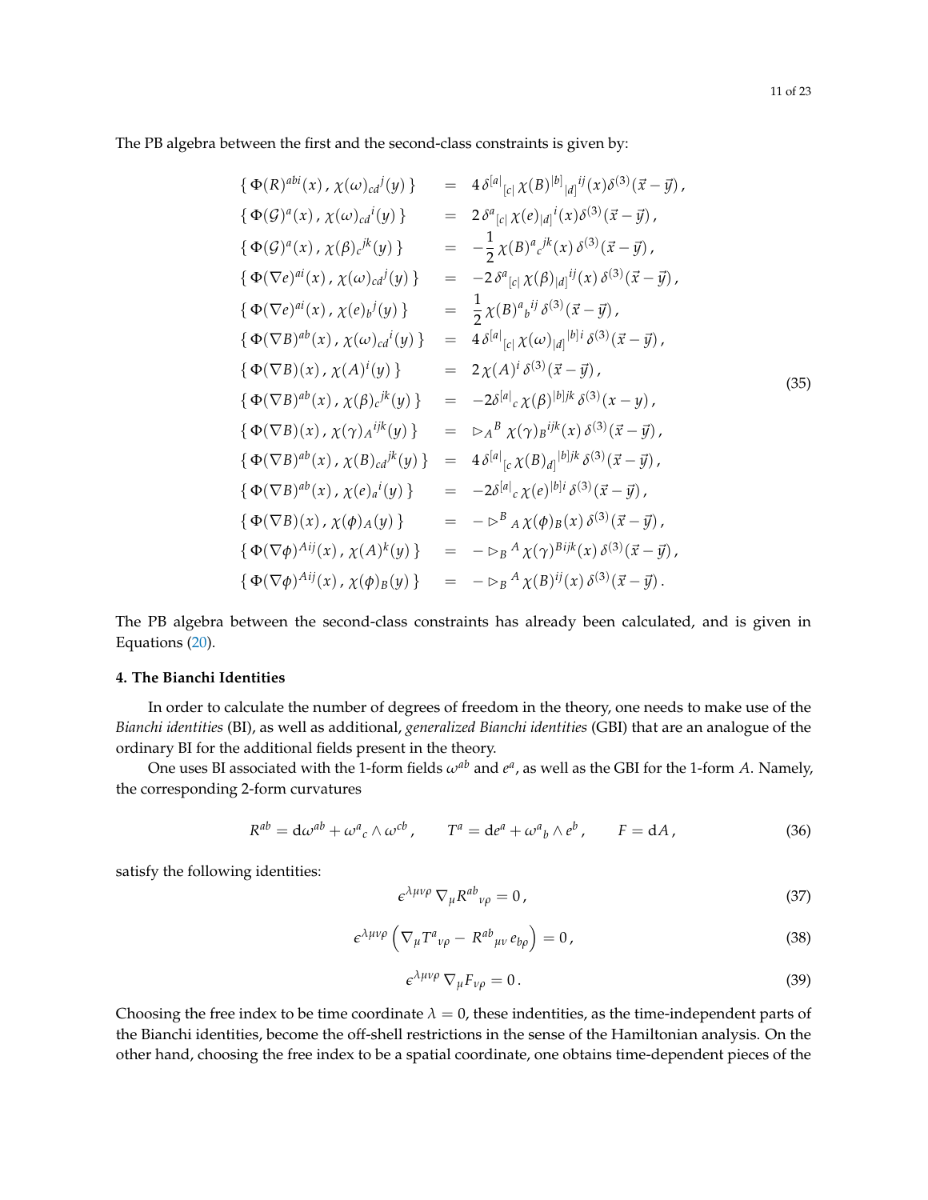The PB algebra between the first and the second-class constraints is given by:

$$
\begin{array}{rcl}
\{\,\Phi(R)^{abi}(x)\,,\,\chi(\omega)_{cd}{}^{j}(y)\,\} & = & 4\,\delta^{[a|}{}_{[c|}\,\chi(B)^{|b]}{}_{|d]}{}^{ij}(x)\delta^{(3)}(\vec{x}-\vec{y})\,,\\
\{\,\Phi(\mathcal{G})^{a}(x)\,,\,\chi(\omega)_{cd}{}^{i}(y)\,\} & = & 2\,\delta^{a}{}_{[c|}\,\chi(e)_{|d]}{}^{i}(x)\delta^{(3)}(\vec{x}-\vec{y})\,,\\
\{\,\Phi(\mathcal{G})^{a}(x)\,,\,\chi(\beta)_{c}{}^{jk}(y)\,\} & = & -\dfrac{1}{2}\,\chi(B)^{a}{}_{c}{}^{jk}(x)\,\delta^{(3)}(\vec{x}-\vec{y})\,,\\
\{\,\Phi(\nabla e)^{ai}(x)\,,\,\chi(\omega)_{cd}{}^{j}(y)\,\} & = & -2\,\delta^{a}{}_{[c|}\,\chi(\beta)_{|d]}{}^{ij}(x)\,\delta^{(3)}(\vec{x}-\vec{y})\,,\\
\{\,\Phi(\nabla e)^{ai}(x)\,,\,\chi(e)_{b}{}^{j}(y)\,\} & = & \dfrac{1}{2}\,\chi(B)^{a}{}_{b}{}^{ij}\,\delta^{(3)}(\vec{x}-\vec{y})\,,\\
\{\,\Phi(\nabla B)^{ab}(x)\,,\,\chi(\omega)_{cd}{}^{i}(y)\,\} & = & 4\,\delta^{[a|}{}_{[c|}\,\chi(\omega)_{|d]}{}^{|b]i}\,\delta^{(3)}(\vec{x}-\vec{y})\,,\\
\{\,\Phi(\nabla B)(x)\,,\,\chi(A)^{i}(y)\,\} & = & 2\,\chi(A)^{i}\,\delta^{(3)}(\vec{x}-\vec{y})\,,\\
\{\,\Phi(\nabla B)^{ab}(x)\,,\,\chi(\beta)_{c}{}^{jk}(y)\,\} & = & -2\delta^{[a|}{}_{c}\,\chi(\beta)^{|b]jk}\,\delta^{(3)}(x-y)\,,\\
\{\,\Phi(\nabla B)(x)\,,\,\chi(\gamma)_{A}{}^{ijk}(y)\,\} & = & \rhd_{A}{}^{B}\,\chi(\gamma)_{B}{}^{ijk}(x)\,\delta^{(3)}(\vec{x}-\vec{y})\,,\\
\{\,\Phi(\nabla B)^{ab}(x)\,,\,\chi(B)_{cd}{}^{jk}(y)\,\} & = & 4\,\delta^{[a|}{}_{[c}\,\chi(B)_{d]}{}^{|b]jk}\,\delta^{(3)}(\vec{x}-\vec{y})\,,\\
\{\,\Phi(\nabla B)^{ab}(x)\,,\,\chi(e)_{a}{}^{i}(y)\,\} & = & -2\delta^{[a|}{}_{c}\,\chi(e)^{|b]i}\,\delta^{(3)}(\vec{x}-\vec{y})\,,\\
\{\,\Phi(\nabla B)(x)\,,\,\chi(\phi)_{A}(y)\,\} & = & -\rhd^{B}{}_{A}\,\chi(\phi)_{B}(x)\,\delta^{(3)}(\vec{x}-\vec{y})\,,\\
\{\,\Phi(\nabla\phi)^{Aij}(x)\,,\,\chi(A)^{k}(y)\,\} & = & -\rhd_{B}{}^{A}\,\chi(\gamma)^{Bijk}(x)\,\delta^{(3)}(\vec{x}-\vec{y})\,,\\
\{\,\Phi(\nabla\phi)^{Aij}(x)\,,\,\chi(\phi)_{B}(y)\,\} & = & -\rhd_{B}{}^{A}\,\chi(B)^{ij}(x)\,\delta^{(3)}(\vec{x}-\vec{y})\,.
\end{array}
\tag{35}
$$

The PB algebra between the second-class constraints has already been calculated, and is given in Equations (20).

## 4. The Bianchi Identities

In order to calculate the number of degrees of freedom in the theory, one needs to make use of the *Bianchi identities* (BI), as well as additional, *generalized Bianchi identities* (GBI) that are an analogue of the ordinary BI for the additional fields present in the theory.

One uses BI associated with the 1-form fields $\omega^{ab}$ and $e^a$, as well as the GBI for the 1-form $A$. Namely, the corresponding 2-form curvatures

$$
R^{ab} = \mathrm{d}\omega^{ab} + \omega^{a}{}_{c}\wedge\omega^{cb}\,,\qquad T^{a} = \mathrm{d}e^{a} + \omega^{a}{}_{b}\wedge e^{b}\,,\qquad F = \mathrm{d}A\,,
\tag{36}
$$

satisfy the following identities:

$$
\epsilon^{\lambda\mu\nu\rho}\,\nabla_{\mu}R^{ab}{}_{\nu\rho} = 0\,,
\tag{37}
$$

$$
\epsilon^{\lambda\mu\nu\rho}\left(\nabla_{\mu}T^{a}{}_{\nu\rho} - R^{ab}{}_{\mu\nu}\,e_{b\rho}\right) = 0\,,
\tag{38}
$$

$$
\epsilon^{\lambda\mu\nu\rho}\,\nabla_{\mu}F_{\nu\rho} = 0\,.
\tag{39}
$$

Choosing the free index to be time coordinate $\lambda = 0$, these indentities, as the time-independent parts of the Bianchi identities, become the off-shell restrictions in the sense of the Hamiltonian analysis. On the other hand, choosing the free index to be a spatial coordinate, one obtains time-dependent pieces of the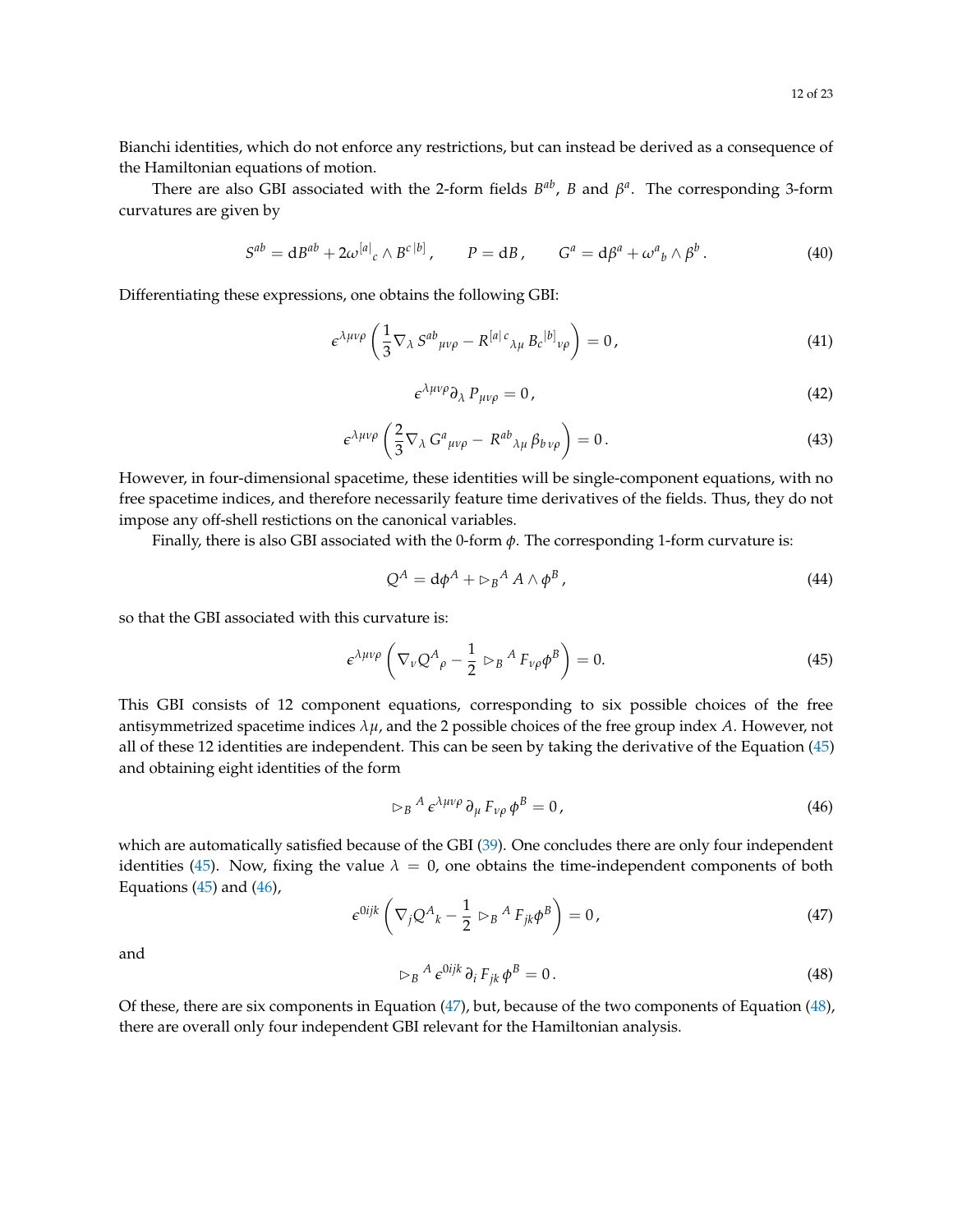Bianchi identities, which do not enforce any restrictions, but can instead be derived as a consequence of the Hamiltonian equations of motion.

There are also GBI associated with the 2-form fields $B^{ab}$, $B$ and $\beta^a$. The corresponding 3-form curvatures are given by

$$S^{ab} = \mathrm{d}B^{ab} + 2\omega^{[a|}{}_c \wedge B^{c\,|b]}\,, \qquad P = \mathrm{d}B\,, \qquad G^a = \mathrm{d}\beta^a + \omega^a{}_b \wedge \beta^b\,. \tag{40}$$

Differentiating these expressions, one obtains the following GBI:

$$\epsilon^{\lambda\mu\nu\rho}\left(\frac{1}{3}\nabla_\lambda\, S^{ab}{}_{\mu\nu\rho} - R^{[a|\,c}{}_{\lambda\mu}\, B_c{}^{|b]}{}_{\nu\rho}\right) = 0\,, \tag{41}$$

$$\epsilon^{\lambda\mu\nu\rho}\partial_\lambda\, P_{\mu\nu\rho} = 0\,, \tag{42}$$

$$\epsilon^{\lambda\mu\nu\rho}\left(\frac{2}{3}\nabla_\lambda\, G^a{}_{\mu\nu\rho} - R^{ab}{}_{\lambda\mu}\,\beta_{b\,\nu\rho}\right) = 0\,. \tag{43}$$

However, in four-dimensional spacetime, these identities will be single-component equations, with no free spacetime indices, and therefore necessarily feature time derivatives of the fields. Thus, they do not impose any off-shell restrictions on the canonical variables.

Finally, there is also GBI associated with the 0-form $\phi$. The corresponding 1-form curvature is:

$$Q^A = \mathrm{d}\phi^A + \rhd_B{}^A\, A \wedge \phi^B\,, \tag{44}$$

so that the GBI associated with this curvature is:

$$\epsilon^{\lambda\mu\nu\rho}\left(\nabla_\nu Q^A{}_\rho - \frac{1}{2}\rhd_B{}^A\, F_{\nu\rho}\phi^B\right) = 0. \tag{45}$$

This GBI consists of 12 component equations, corresponding to six possible choices of the free antisymmetrized spacetime indices $\lambda\mu$, and the 2 possible choices of the free group index $A$. However, not all of these 12 identities are independent. This can be seen by taking the derivative of the Equation (45) and obtaining eight identities of the form

$$\rhd_B{}^A\,\epsilon^{\lambda\mu\nu\rho}\,\partial_\mu\, F_{\nu\rho}\,\phi^B = 0\,, \tag{46}$$

which are automatically satisfied because of the GBI (39). One concludes there are only four independent identities (45). Now, fixing the value $\lambda = 0$, one obtains the time-independent components of both Equations (45) and (46),

$$\epsilon^{0ijk}\left(\nabla_j Q^A{}_k - \frac{1}{2}\rhd_B{}^A\, F_{jk}\phi^B\right) = 0\,, \tag{47}$$

and

$$\rhd_B{}^A\,\epsilon^{0ijk}\,\partial_i\, F_{jk}\,\phi^B = 0\,. \tag{48}$$

Of these, there are six components in Equation (47), but, because of the two components of Equation (48), there are overall only four independent GBI relevant for the Hamiltonian analysis.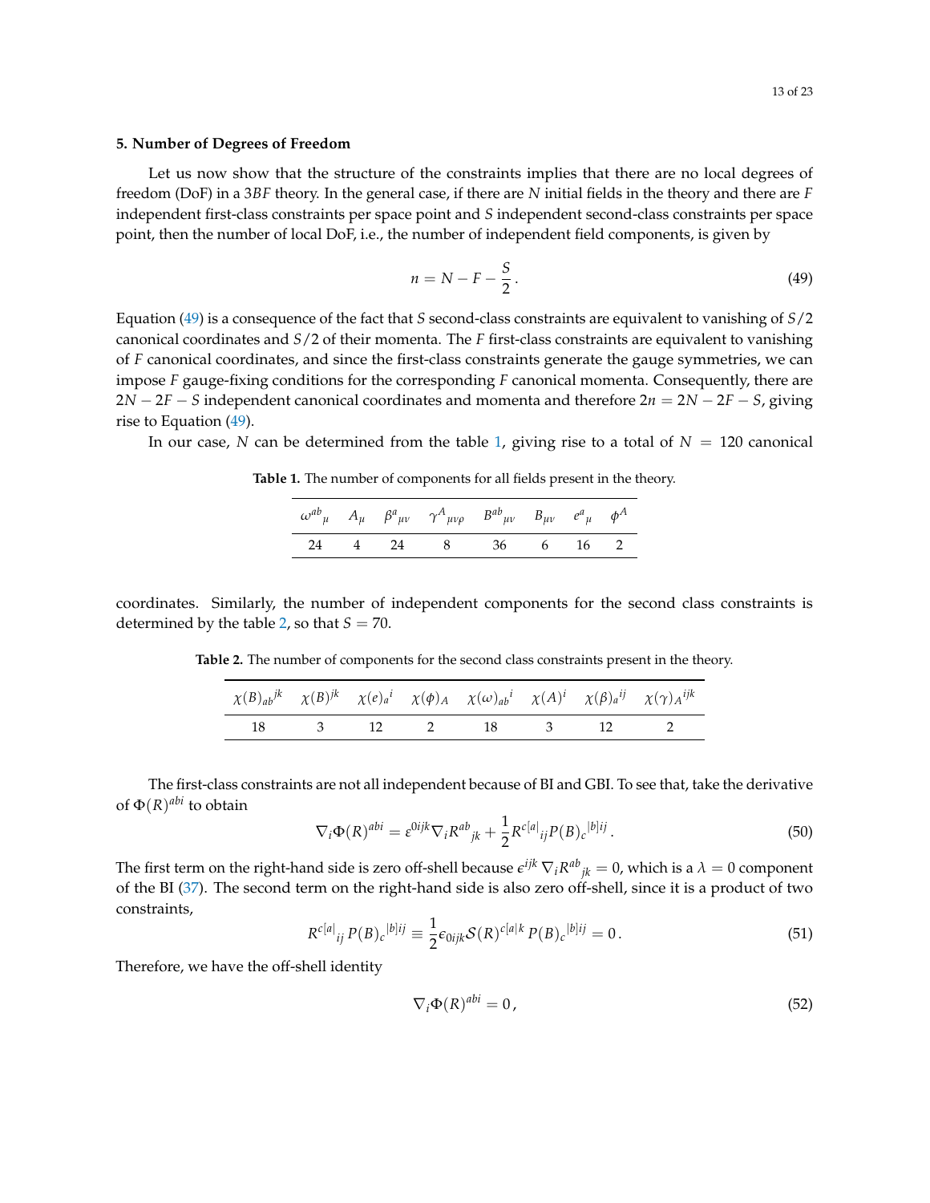## 5. Number of Degrees of Freedom

Let us now show that the structure of the constraints implies that there are no local degrees of freedom (DoF) in a 3$BF$ theory. In the general case, if there are $N$ initial fields in the theory and there are $F$ independent first-class constraints per space point and $S$ independent second-class constraints per space point, then the number of local DoF, i.e., the number of independent field components, is given by

$$
n = N - F - \frac{S}{2}\,. \tag{49}
$$

Equation (49) is a consequence of the fact that $S$ second-class constraints are equivalent to vanishing of $S/2$ canonical coordinates and $S/2$ of their momenta. The $F$ first-class constraints are equivalent to vanishing of $F$ canonical coordinates, and since the first-class constraints generate the gauge symmetries, we can impose $F$ gauge-fixing conditions for the corresponding $F$ canonical momenta. Consequently, there are $2N - 2F - S$ independent canonical coordinates and momenta and therefore $2n = 2N - 2F - S$, giving rise to Equation (49).

In our case, $N$ can be determined from the table 1, giving rise to a total of $N = 120$ canonical coordinates. Similarly, the number of independent components for the second class constraints is determined by the table 2, so that $S = 70$.

**Table 1.** The number of components for all fields present in the theory.

| $\omega^{ab}{}_{\mu}$ | $A_{\mu}$ | $\beta^{a}{}_{\mu\nu}$ | $\gamma^{A}{}_{\mu\nu\rho}$ | $B^{ab}{}_{\mu\nu}$ | $B_{\mu\nu}$ | $e^{a}{}_{\mu}$ | $\phi^{A}$ |
|---|---|---|---|---|---|---|---|
| 24 | 4 | 24 | 8 | 36 | 6 | 16 | 2 |

**Table 2.** The number of components for the second class constraints present in the theory.

| $\chi(B)_{ab}{}^{jk}$ | $\chi(B)^{jk}$ | $\chi(e)_{a}{}^{i}$ | $\chi(\phi)_{A}$ | $\chi(\omega)_{ab}{}^{i}$ | $\chi(A)^{i}$ | $\chi(\beta)_{a}{}^{ij}$ | $\chi(\gamma)_{A}{}^{ijk}$ |
|---|---|---|---|---|---|---|---|
| 18 | 3 | 12 | 2 | 18 | 3 | 12 | 2 |

The first-class constraints are not all independent because of BI and GBI. To see that, take the derivative of $\Phi(R)^{abi}$ to obtain

$$
\nabla_i \Phi(R)^{abi} = \varepsilon^{0ijk} \nabla_i R^{ab}{}_{jk} + \frac{1}{2} R^{c[a|}{}_{ij} P(B)_{c}{}^{|b]ij}\,. \tag{50}
$$

The first term on the right-hand side is zero off-shell because $\epsilon^{ijk}\,\nabla_i R^{ab}{}_{jk} = 0$, which is a $\lambda = 0$ component of the BI (37). The second term on the right-hand side is also zero off-shell, since it is a product of two constraints,

$$
R^{c[a|}{}_{ij}\, P(B)_{c}{}^{|b]ij} \equiv \frac{1}{2} \epsilon_{0ijk} \mathcal{S}(R)^{c[a|k}\, P(B)_{c}{}^{|b]ij} = 0\,. \tag{51}
$$

Therefore, we have the off-shell identity

$$
\nabla_i \Phi(R)^{abi} = 0\,, \tag{52}
$$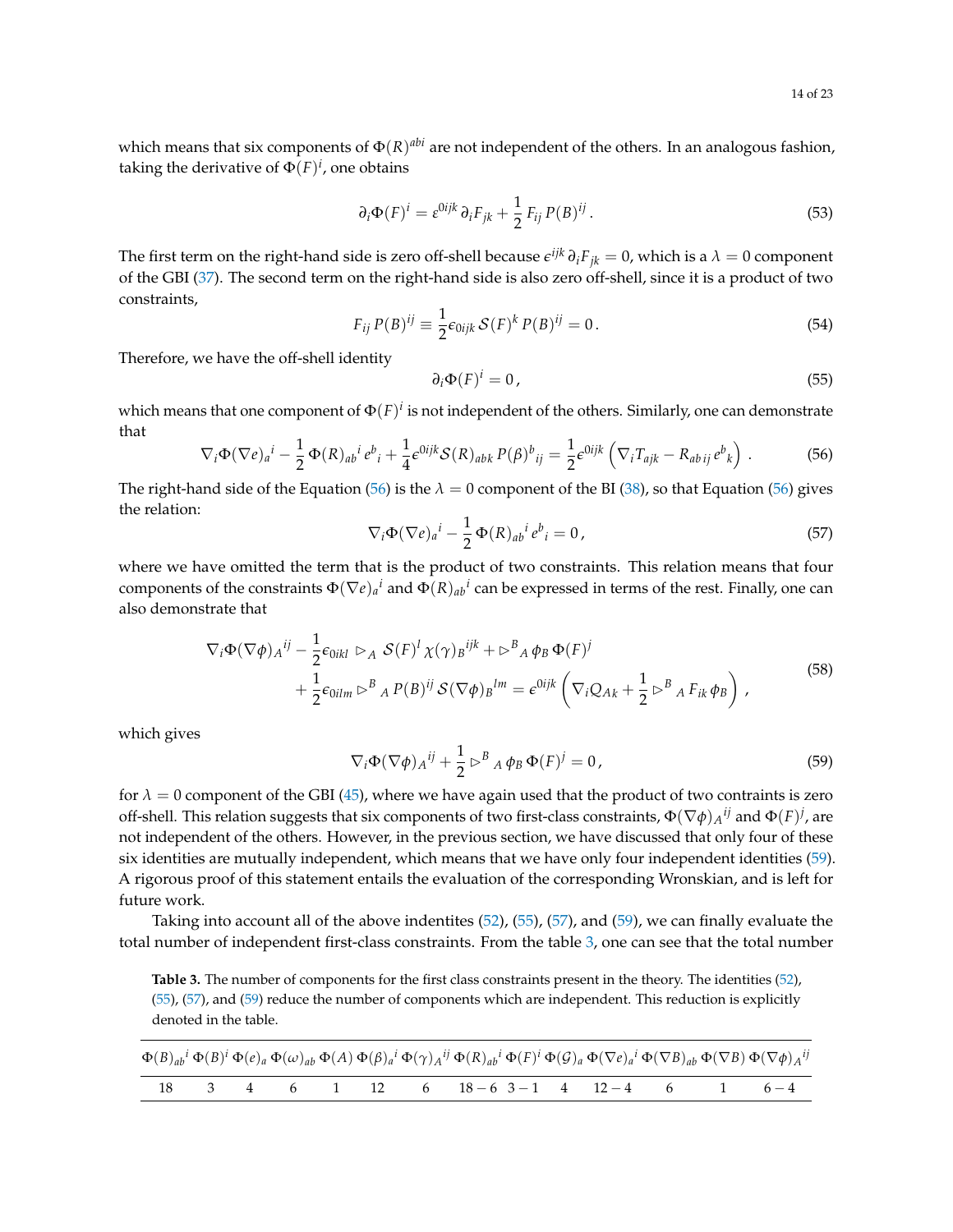which means that six components of $\Phi(R)^{abi}$ are not independent of the others. In an analogous fashion, taking the derivative of $\Phi(F)^i$, one obtains

$$\partial_i \Phi(F)^i = \varepsilon^{0ijk}\,\partial_i F_{jk} + \frac{1}{2}\,F_{ij}\,P(B)^{ij}\,. \tag{53}$$

The first term on the right-hand side is zero off-shell because $\epsilon^{ijk}\,\partial_i F_{jk} = 0$, which is a $\lambda = 0$ component of the GBI (37). The second term on the right-hand side is also zero off-shell, since it is a product of two constraints,

$$F_{ij}\,P(B)^{ij} \equiv \frac{1}{2}\epsilon_{0ijk}\,\mathcal{S}(F)^k\,P(B)^{ij} = 0\,. \tag{54}$$

Therefore, we have the off-shell identity

$$\partial_i \Phi(F)^i = 0\,, \tag{55}$$

which means that one component of $\Phi(F)^i$ is not independent of the others. Similarly, one can demonstrate that

$$\nabla_i \Phi(\nabla e)_a{}^i - \frac{1}{2}\,\Phi(R)_{ab}{}^i\,e^b{}_i + \frac{1}{4}\epsilon^{0ijk}\mathcal{S}(R)_{abk}\,P(\beta)^b{}_{ij} = \frac{1}{2}\epsilon^{0ijk}\left(\nabla_i T_{ajk} - R_{ab\,ij}\,e^b{}_k\right)\,. \tag{56}$$

The right-hand side of the Equation (56) is the $\lambda = 0$ component of the BI (38), so that Equation (56) gives the relation:

$$\nabla_i \Phi(\nabla e)_a{}^i - \frac{1}{2}\,\Phi(R)_{ab}{}^i\,e^b{}_i = 0\,, \tag{57}$$

where we have omitted the term that is the product of two constraints. This relation means that four components of the constraints $\Phi(\nabla e)_a{}^i$ and $\Phi(R)_{ab}{}^i$ can be expressed in terms of the rest. Finally, one can also demonstrate that

$$\begin{aligned}\nabla_i \Phi(\nabla\phi)_A{}^{ij} - \frac{1}{2}\epsilon_{0ikl} \rhd_A\ \mathcal{S}(F)^l\,\chi(\gamma)_B{}^{ijk} + \rhd^B{}_A\,\phi_B\,\Phi(F)^j \\ + \frac{1}{2}\epsilon_{0ilm} \rhd^B{}_A\,P(B)^{ij}\,\mathcal{S}(\nabla\phi)_B{}^{lm} = \epsilon^{0ijk}\left(\nabla_i Q_{Ak} + \frac{1}{2}\rhd^B{}_A\,F_{ik}\,\phi_B\right)\,,\end{aligned} \tag{58}$$

which gives

$$\nabla_i \Phi(\nabla\phi)_A{}^{ij} + \frac{1}{2}\rhd^B{}_A\,\phi_B\,\Phi(F)^j = 0\,, \tag{59}$$

for $\lambda = 0$ component of the GBI (45), where we have again used that the product of two contraints is zero off-shell. This relation suggests that six components of two first-class constraints, $\Phi(\nabla\phi)_A{}^{ij}$ and $\Phi(F)^j$, are not independent of the others. However, in the previous section, we have discussed that only four of these six identities are mutually independent, which means that we have only four independent identities (59). A rigorous proof of this statement entails the evaluation of the corresponding Wronskian, and is left for future work.

Taking into account all of the above indentites (52), (55), (57), and (59), we can finally evaluate the total number of independent first-class constraints. From the table 3, one can see that the total number

**Table 3.** The number of components for the first class constraints present in the theory. The identities (52), (55), (57), and (59) reduce the number of components which are independent. This reduction is explicitly denoted in the table.

| $\Phi(B)_{ab}{}^i$ | $\Phi(B)^i$ | $\Phi(e)_a$ | $\Phi(\omega)_{ab}$ | $\Phi(A)$ | $\Phi(\beta)_a{}^i$ | $\Phi(\gamma)_A{}^{ij}$ | $\Phi(R)_{ab}{}^i$ | $\Phi(F)^i$ | $\Phi(\mathcal{G})_a$ | $\Phi(\nabla e)_a{}^i$ | $\Phi(\nabla B)_{ab}$ | $\Phi(\nabla B)$ | $\Phi(\nabla\phi)_A{}^{ij}$ |
|---|---|---|---|---|---|---|---|---|---|---|---|---|---|
| 18 | 3 | 4 | 6 | 1 | 12 | 6 | $18-6$ | $3-1$ | 4 | $12-4$ | 6 | 1 | $6-4$ |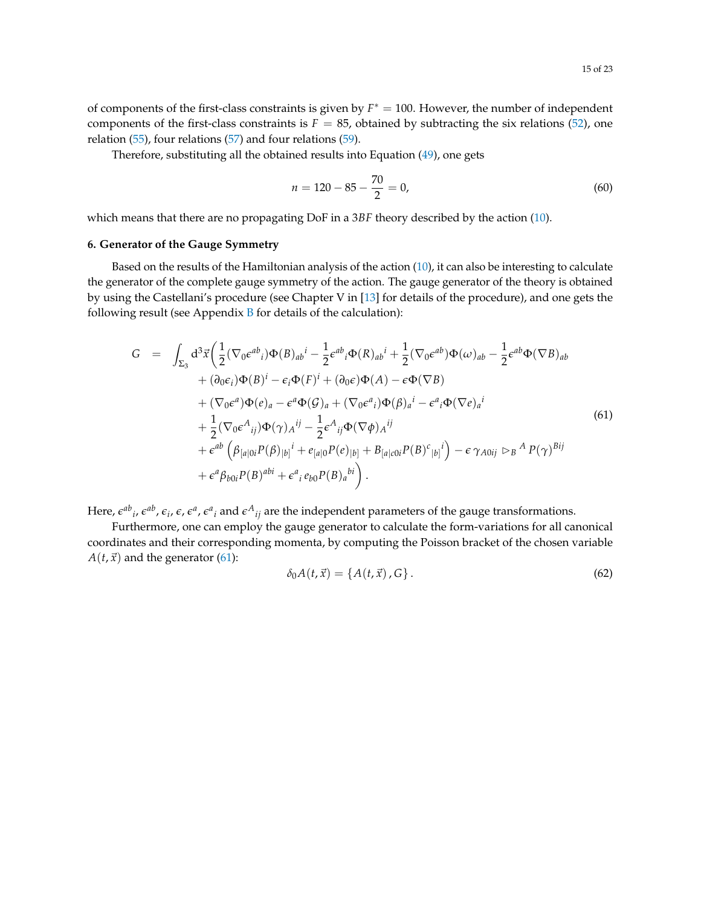of components of the first-class constraints is given by $F^* = 100$. However, the number of independent components of the first-class constraints is $F = 85$, obtained by subtracting the six relations (52), one relation (55), four relations (57) and four relations (59).

Therefore, substituting all the obtained results into Equation (49), one gets

$$
n = 120 - 85 - \frac{70}{2} = 0, \tag{60}
$$

which means that there are no propagating DoF in a $3BF$ theory described by the action (10).

## 6. Generator of the Gauge Symmetry

Based on the results of the Hamiltonian analysis of the action (10), it can also be interesting to calculate the generator of the complete gauge symmetry of the action. The gauge generator of the theory is obtained by using the Castellani's procedure (see Chapter V in [13] for details of the procedure), and one gets the following result (see Appendix B for details of the calculation):

$$
\begin{aligned}
G \;=\; \int_{\Sigma_3} \mathrm{d}^3\vec{x} \bigg( & \frac{1}{2}(\nabla_0 \epsilon^{ab}{}_i)\Phi(B)_{ab}{}^i - \frac{1}{2}\epsilon^{ab}{}_i \Phi(R)_{ab}{}^i + \frac{1}{2}(\nabla_0 \epsilon^{ab})\Phi(\omega)_{ab} - \frac{1}{2}\epsilon^{ab}\Phi(\nabla B)_{ab} \\
& + (\partial_0 \epsilon_i)\Phi(B)^i - \epsilon_i \Phi(F)^i + (\partial_0 \epsilon)\Phi(A) - \epsilon \Phi(\nabla B) \\
& + (\nabla_0 \epsilon^a)\Phi(e)_a - \epsilon^a \Phi(\mathcal{G})_a + (\nabla_0 \epsilon^a{}_i)\Phi(\beta)_a{}^i - \epsilon^a{}_i \Phi(\nabla e)_a{}^i \\
& + \frac{1}{2}(\nabla_0 \epsilon^A{}_{ij})\Phi(\gamma)_A{}^{ij} - \frac{1}{2}\epsilon^A{}_{ij}\Phi(\nabla \phi)_A{}^{ij} \\
& + \epsilon^{ab}\left( \beta_{[a|0i} P(\beta)_{|b]}{}^i + e_{[a|0} P(e)_{|b]} + B_{[a|c0i} P(B)^c{}_{|b]}{}^i \right) - \epsilon\, \gamma_{A0ij} \rhd_B{}^A P(\gamma)^{Bij} \\
& + \epsilon^a \beta_{b0i} P(B)^{abi} + \epsilon^a{}_i\, e_{b0} P(B)_a{}^{bi} \bigg) .
\end{aligned} \tag{61}
$$

Here, $\epsilon^{ab}{}_i$, $\epsilon^{ab}$, $\epsilon_i$, $\epsilon$, $\epsilon^a$, $\epsilon^a{}_i$ and $\epsilon^A{}_{ij}$ are the independent parameters of the gauge transformations.

Furthermore, one can employ the gauge generator to calculate the form-variations for all canonical coordinates and their corresponding momenta, by computing the Poisson bracket of the chosen variable $A(t, \vec{x})$ and the generator (61):

$$
\delta_0 A(t, \vec{x}) = \{ A(t, \vec{x}) \,, G \} . \tag{62}
$$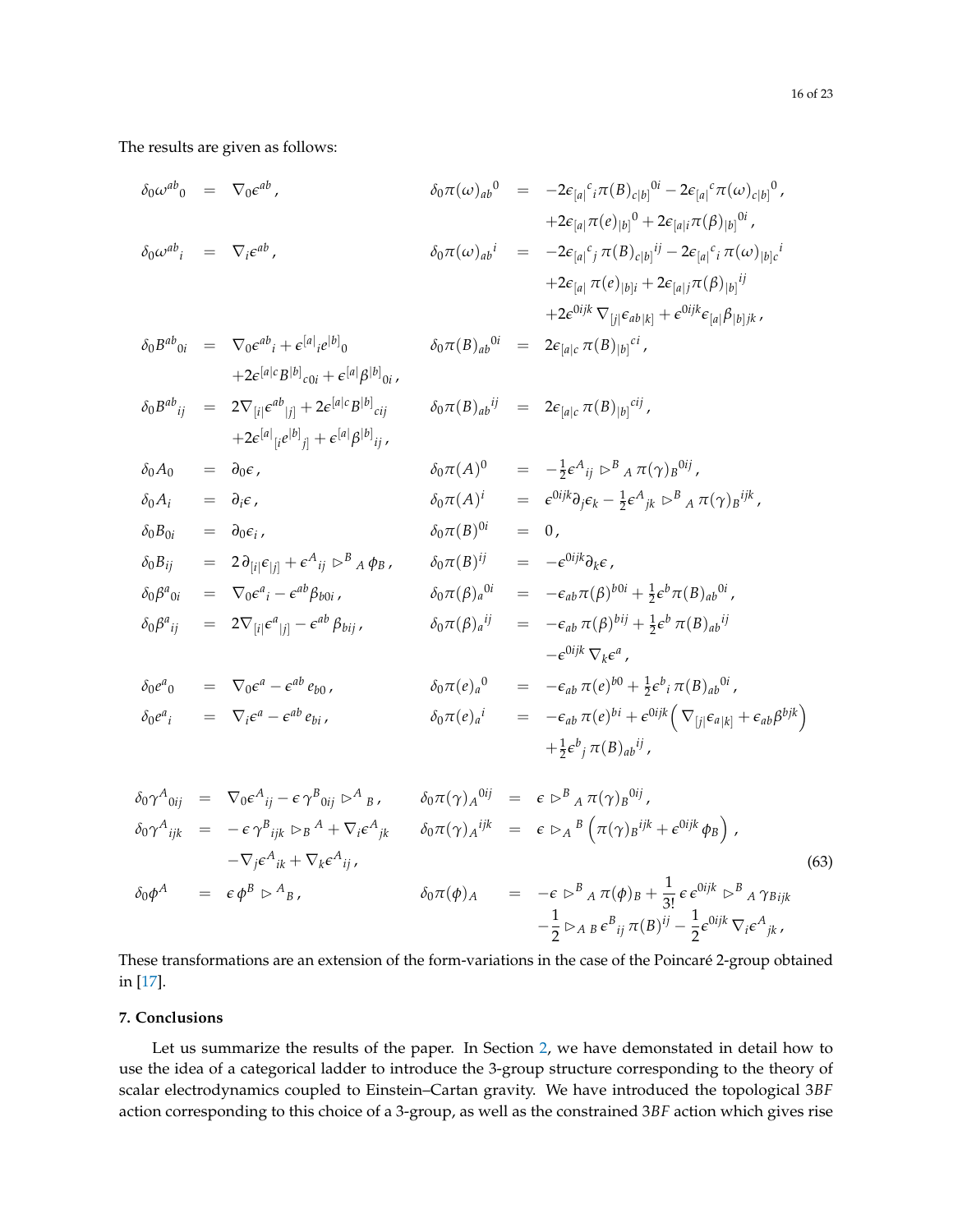The results are given as follows:

$$
\begin{aligned}
\delta_0 \omega^{ab}{}_0 &= \nabla_0 \epsilon^{ab} \,, & \delta_0 \pi(\omega)_{ab}{}^0 &= -2\epsilon_{[a|}{}^c{}_i \pi(B)_{c|b]}{}^{0i} - 2\epsilon_{[a|}{}^c \pi(\omega)_{c|b]}{}^0 \,, \\
& & & \quad +2\epsilon_{[a|} \pi(e)_{|b]}{}^0 + 2\epsilon_{[a|i} \pi(\beta)_{|b]}{}^{0i} \,, \\
\delta_0 \omega^{ab}{}_i &= \nabla_i \epsilon^{ab} \,, & \delta_0 \pi(\omega)_{ab}{}^i &= -2\epsilon_{[a|}{}^c{}_j \pi(B)_{c|b]}{}^{ij} - 2\epsilon_{[a|}{}^c{}_i \pi(\omega)_{|b]c}{}^i \\
& & & \quad +2\epsilon_{[a|} \pi(e)_{|b]i} + 2\epsilon_{[a|j} \pi(\beta)_{|b]}{}^{ij} \\
& & & \quad +2\epsilon^{0ijk} \nabla_{[j|} \epsilon_{ab|k]} + \epsilon^{0ijk} \epsilon_{[a|} \beta_{|b]jk} \,, \\
\delta_0 B^{ab}{}_{0i} &= \nabla_0 \epsilon^{ab}{}_i + \epsilon^{[a|}{}_i e^{|b]}{}_0 & \delta_0 \pi(B)_{ab}{}^{0i} &= 2\epsilon_{[a|c} \pi(B)_{|b]}{}^{ci} \,, \\
& \quad +2\epsilon^{[a|c} B^{|b]}{}_{c0i} + \epsilon^{[a|} \beta^{|b]}{}_{0i} \,, & & \\
\delta_0 B^{ab}{}_{ij} &= 2\nabla_{[i|} \epsilon^{ab}{}_{|j]} + 2\epsilon^{[a|c} B^{|b]}{}_{cij} & \delta_0 \pi(B)_{ab}{}^{ij} &= 2\epsilon_{[a|c} \pi(B)_{|b]}{}^{cij} \,, \\
& \quad +2\epsilon^{[a|}{}_{[i} e^{|b]}{}_{j]} + \epsilon^{[a|} \beta^{|b]}{}_{ij} \,, & & \\
\delta_0 A_0 &= \partial_0 \epsilon \,, & \delta_0 \pi(A)^0 &= -\tfrac{1}{2} \epsilon^A{}_{ij} \rhd^B{}_A \pi(\gamma)_B{}^{0ij} \,, \\
\delta_0 A_i &= \partial_i \epsilon \,, & \delta_0 \pi(A)^i &= \epsilon^{0ijk} \partial_j \epsilon_k - \tfrac{1}{2} \epsilon^A{}_{jk} \rhd^B{}_A \pi(\gamma)_B{}^{ijk} \,, \\
\delta_0 B_{0i} &= \partial_0 \epsilon_i \,, & \delta_0 \pi(B)^{0i} &= 0 \,, \\
\delta_0 B_{ij} &= 2\,\partial_{[i|} \epsilon_{|j]} + \epsilon^A{}_{ij} \rhd^B{}_A \phi_B \,, & \delta_0 \pi(B)^{ij} &= -\epsilon^{0ijk} \partial_k \epsilon \,, \\
\delta_0 \beta^a{}_{0i} &= \nabla_0 \epsilon^a{}_i - \epsilon^{ab} \beta_{b0i} \,, & \delta_0 \pi(\beta)_a{}^{0i} &= -\epsilon_{ab} \pi(\beta)^{b0i} + \tfrac{1}{2} \epsilon^b \pi(B)_{ab}{}^{0i} \,, \\
\delta_0 \beta^a{}_{ij} &= 2\nabla_{[i|} \epsilon^a{}_{|j]} - \epsilon^{ab} \beta_{bij} \,, & \delta_0 \pi(\beta)_a{}^{ij} &= -\epsilon_{ab} \pi(\beta)^{bij} + \tfrac{1}{2} \epsilon^b \pi(B)_{ab}{}^{ij} \\
& & & \quad -\epsilon^{0ijk} \nabla_k \epsilon^a \,, \\
\delta_0 e^a{}_0 &= \nabla_0 \epsilon^a - \epsilon^{ab} e_{b0} \,, & \delta_0 \pi(e)_a{}^0 &= -\epsilon_{ab} \pi(e)^{b0} + \tfrac{1}{2} \epsilon^b{}_i \pi(B)_{ab}{}^{0i} \,, \\
\delta_0 e^a{}_i &= \nabla_i \epsilon^a - \epsilon^{ab} e_{bi} \,, & \delta_0 \pi(e)_a{}^i &= -\epsilon_{ab} \pi(e)^{bi} + \epsilon^{0ijk} \Big( \nabla_{[j|} \epsilon_{a|k]} + \epsilon_{ab} \beta^{bjk} \Big) \\
& & & \quad +\tfrac{1}{2} \epsilon^b{}_j \pi(B)_{ab}{}^{ij} \,,
\end{aligned}
$$

$$
\begin{aligned}
\delta_0 \gamma^A{}_{0ij} &= \nabla_0 \epsilon^A{}_{ij} - \epsilon\, \gamma^B{}_{0ij} \rhd^A{}_B \,, & \delta_0 \pi(\gamma)_A{}^{0ij} &= \epsilon \rhd^B{}_A \pi(\gamma)_B{}^{0ij} \,, \\
\delta_0 \gamma^A{}_{ijk} &= -\epsilon\, \gamma^B{}_{ijk} \rhd_B{}^A + \nabla_i \epsilon^A{}_{jk} & \delta_0 \pi(\gamma)_A{}^{ijk} &= \epsilon \rhd_A{}^B \left( \pi(\gamma)_B{}^{ijk} + \epsilon^{0ijk} \phi_B \right) \,, \\
& \quad -\nabla_j \epsilon^A{}_{ik} + \nabla_k \epsilon^A{}_{ij} \,, & & \\
\delta_0 \phi^A &= \epsilon\, \phi^B \rhd^A{}_B \,, & \delta_0 \pi(\phi)_A &= -\epsilon \rhd^B{}_A \pi(\phi)_B + \frac{1}{3!} \epsilon\, \epsilon^{0ijk} \rhd^B{}_A \gamma_{Bijk} \\
& & & \quad -\frac{1}{2} \rhd_A{}_B \epsilon^B{}_{ij} \pi(B)^{ij} - \frac{1}{2} \epsilon^{0ijk} \nabla_i \epsilon^A{}_{jk} \,,
\end{aligned}
\tag{63}
$$

These transformations are an extension of the form-variations in the case of the Poincaré 2-group obtained in [17].

## 7. Conclusions

Let us summarize the results of the paper. In Section 2, we have demonstated in detail how to use the idea of a categorical ladder to introduce the 3-group structure corresponding to the theory of scalar electrodynamics coupled to Einstein–Cartan gravity. We have introduced the topological $3BF$ action corresponding to this choice of a 3-group, as well as the constrained $3BF$ action which gives rise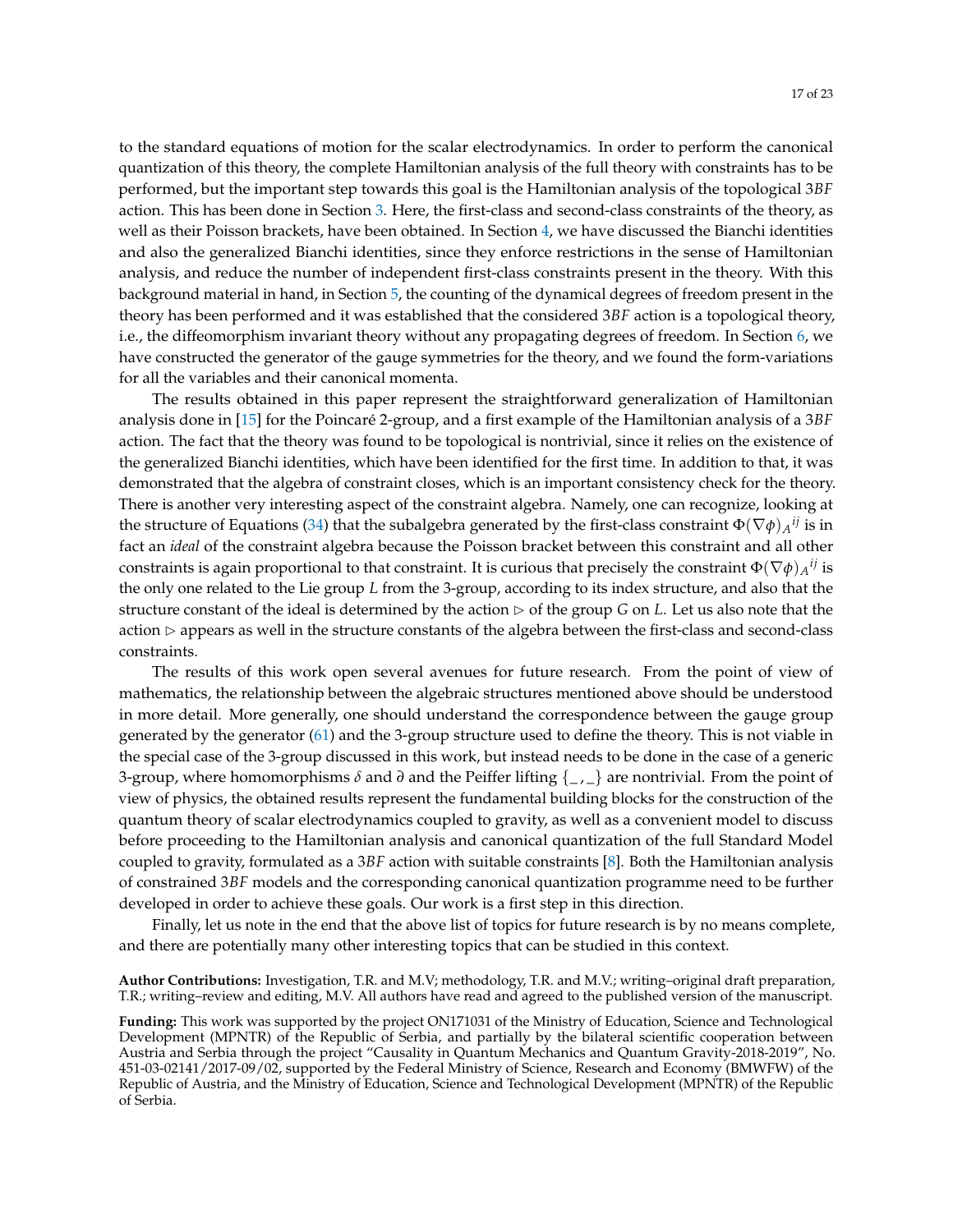to the standard equations of motion for the scalar electrodynamics. In order to perform the canonical quantization of this theory, the complete Hamiltonian analysis of the full theory with constraints has to be performed, but the important step towards this goal is the Hamiltonian analysis of the topological $3BF$ action. This has been done in Section 3. Here, the first-class and second-class constraints of the theory, as well as their Poisson brackets, have been obtained. In Section 4, we have discussed the Bianchi identities and also the generalized Bianchi identities, since they enforce restrictions in the sense of Hamiltonian analysis, and reduce the number of independent first-class constraints present in the theory. With this background material in hand, in Section 5, the counting of the dynamical degrees of freedom present in the theory has been performed and it was established that the considered $3BF$ action is a topological theory, i.e., the diffeomorphism invariant theory without any propagating degrees of freedom. In Section 6, we have constructed the generator of the gauge symmetries for the theory, and we found the form-variations for all the variables and their canonical momenta.

The results obtained in this paper represent the straightforward generalization of Hamiltonian analysis done in [15] for the Poincaré 2-group, and a first example of the Hamiltonian analysis of a $3BF$ action. The fact that the theory was found to be topological is nontrivial, since it relies on the existence of the generalized Bianchi identities, which have been identified for the first time. In addition to that, it was demonstrated that the algebra of constraint closes, which is an important consistency check for the theory. There is another very interesting aspect of the constraint algebra. Namely, one can recognize, looking at the structure of Equations (34) that the subalgebra generated by the first-class constraint $\Phi(\nabla\phi)_A{}^{ij}$ is in fact an *ideal* of the constraint algebra because the Poisson bracket between this constraint and all other constraints is again proportional to that constraint. It is curious that precisely the constraint $\Phi(\nabla\phi)_A{}^{ij}$ is the only one related to the Lie group $L$ from the 3-group, according to its index structure, and also that the structure constant of the ideal is determined by the action $\triangleright$ of the group $G$ on $L$. Let us also note that the action $\triangleright$ appears as well in the structure constants of the algebra between the first-class and second-class constraints.

The results of this work open several avenues for future research. From the point of view of mathematics, the relationship between the algebraic structures mentioned above should be understood in more detail. More generally, one should understand the correspondence between the gauge group generated by the generator (61) and the 3-group structure used to define the theory. This is not viable in the special case of the 3-group discussed in this work, but instead needs to be done in the case of a generic 3-group, where homomorphisms $\delta$ and $\partial$ and the Peiffer lifting $\{\_,\_\}$ are nontrivial. From the point of view of physics, the obtained results represent the fundamental building blocks for the construction of the quantum theory of scalar electrodynamics coupled to gravity, as well as a convenient model to discuss before proceeding to the Hamiltonian analysis and canonical quantization of the full Standard Model coupled to gravity, formulated as a $3BF$ action with suitable constraints [8]. Both the Hamiltonian analysis of constrained $3BF$ models and the corresponding canonical quantization programme need to be further developed in order to achieve these goals. Our work is a first step in this direction.

Finally, let us note in the end that the above list of topics for future research is by no means complete, and there are potentially many other interesting topics that can be studied in this context.

**Author Contributions:** Investigation, T.R. and M.V; methodology, T.R. and M.V.; writing–original draft preparation, T.R.; writing–review and editing, M.V. All authors have read and agreed to the published version of the manuscript.

**Funding:** This work was supported by the project ON171031 of the Ministry of Education, Science and Technological Development (MPNTR) of the Republic of Serbia, and partially by the bilateral scientific cooperation between Austria and Serbia through the project "Causality in Quantum Mechanics and Quantum Gravity-2018-2019", No. 451-03-02141/2017-09/02, supported by the Federal Ministry of Science, Research and Economy (BMWFW) of the Republic of Austria, and the Ministry of Education, Science and Technological Development (MPNTR) of the Republic of Serbia.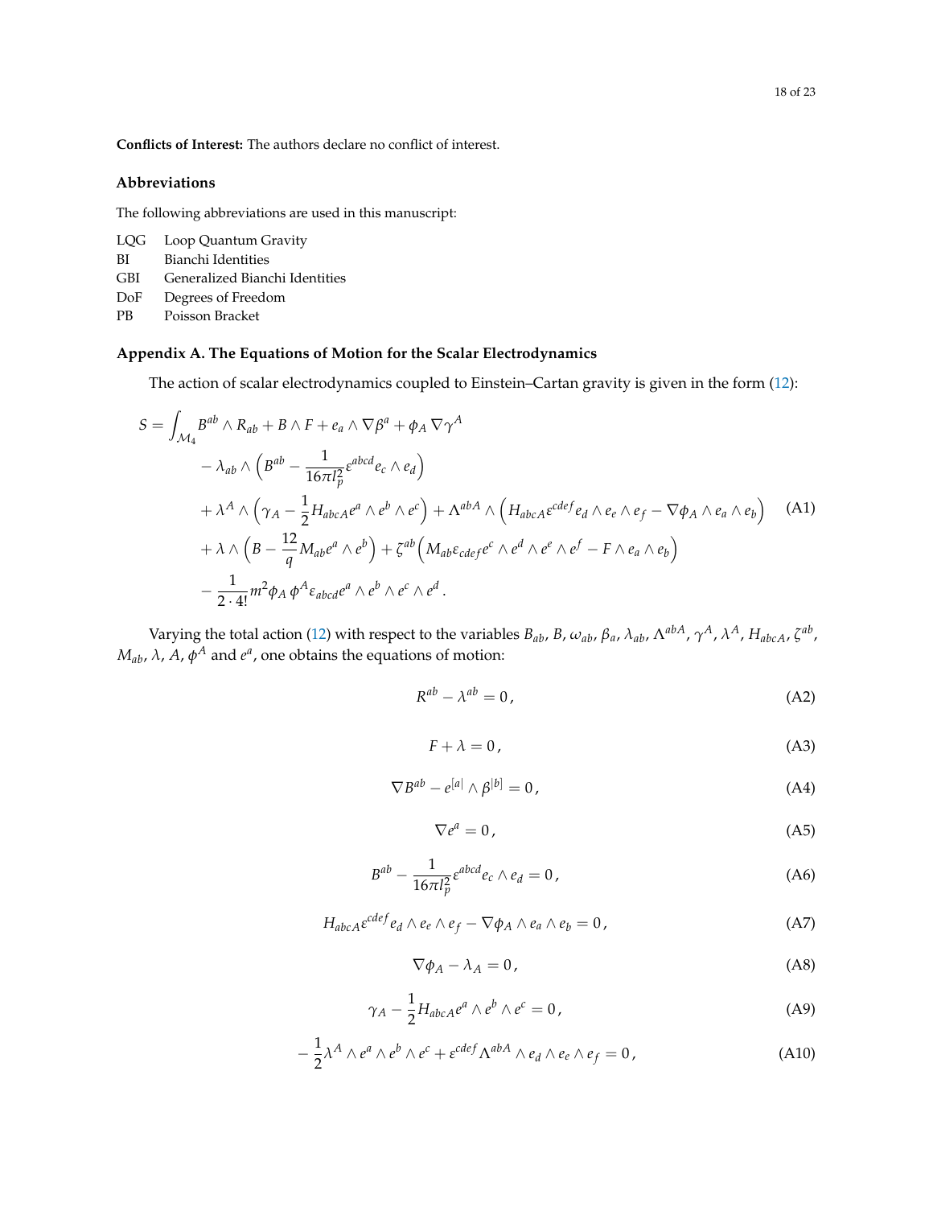**Conflicts of Interest:** The authors declare no conflict of interest.

## Abbreviations

The following abbreviations are used in this manuscript:

LQG Loop Quantum Gravity
BI Bianchi Identities
GBI Generalized Bianchi Identities
DoF Degrees of Freedom
PB Poisson Bracket

## Appendix A. The Equations of Motion for the Scalar Electrodynamics

The action of scalar electrodynamics coupled to Einstein–Cartan gravity is given in the form (12):

$$
\begin{aligned}
S = \int_{\mathcal{M}_4} & B^{ab} \wedge R_{ab} + B \wedge F + e_a \wedge \nabla \beta^a + \phi_A \nabla \gamma^A \\
& - \lambda_{ab} \wedge \left( B^{ab} - \frac{1}{16\pi l_p^2} \varepsilon^{abcd} e_c \wedge e_d \right) \\
& + \lambda^A \wedge \left( \gamma_A - \frac{1}{2} H_{abcA} e^a \wedge e^b \wedge e^c \right) + \Lambda^{abA} \wedge \left( H_{abcA} \varepsilon^{cdef} e_d \wedge e_e \wedge e_f - \nabla \phi_A \wedge e_a \wedge e_b \right) \\
& + \lambda \wedge \left( B - \frac{12}{q} M_{ab} e^a \wedge e^b \right) + \zeta^{ab} \left( M_{ab} \varepsilon_{cdef} e^c \wedge e^d \wedge e^e \wedge e^f - F \wedge e_a \wedge e_b \right) \\
& - \frac{1}{2 \cdot 4!} m^2 \phi_A \, \phi^A \varepsilon_{abcd} e^a \wedge e^b \wedge e^c \wedge e^d \,.
\end{aligned}
\tag{A1}
$$

Varying the total action (12) with respect to the variables $B_{ab}$, $B$, $\omega_{ab}$, $\beta_a$, $\lambda_{ab}$, $\Lambda^{abA}$, $\gamma^A$, $\lambda^A$, $H_{abcA}$, $\zeta^{ab}$, $M_{ab}$, $\lambda$, $A$, $\phi^A$ and $e^a$, one obtains the equations of motion:

$$R^{ab} - \lambda^{ab} = 0 \,, \tag{A2}$$

$$F + \lambda = 0 \,, \tag{A3}$$

$$\nabla B^{ab} - e^{[a|} \wedge \beta^{|b]} = 0 \,, \tag{A4}$$

$$\nabla e^a = 0 \,, \tag{A5}$$

$$B^{ab} - \frac{1}{16\pi l_p^2} \varepsilon^{abcd} e_c \wedge e_d = 0 \,, \tag{A6}$$

$$H_{abcA} \varepsilon^{cdef} e_d \wedge e_e \wedge e_f - \nabla \phi_A \wedge e_a \wedge e_b = 0 \,, \tag{A7}$$

$$\nabla \phi_A - \lambda_A = 0 \,, \tag{A8}$$

$$\gamma_A - \frac{1}{2} H_{abcA} e^a \wedge e^b \wedge e^c = 0 \,, \tag{A9}$$

$$-\frac{1}{2} \lambda^A \wedge e^a \wedge e^b \wedge e^c + \varepsilon^{cdef} \Lambda^{abA} \wedge e_d \wedge e_e \wedge e_f = 0 \,, \tag{A10}$$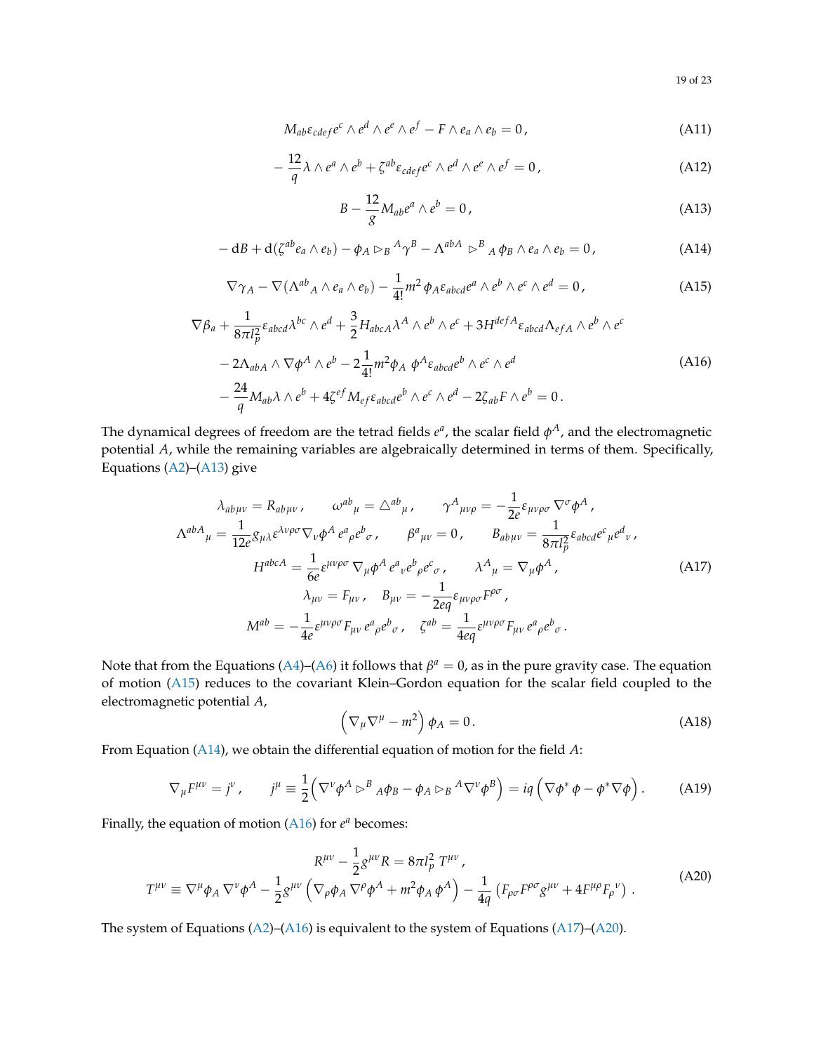$$M_{ab}\varepsilon_{cdef}e^c \wedge e^d \wedge e^e \wedge e^f - F \wedge e_a \wedge e_b = 0\,, \tag{A11}$$

$$-\frac{12}{q}\lambda \wedge e^a \wedge e^b + \zeta^{ab}\varepsilon_{cdef}e^c \wedge e^d \wedge e^e \wedge e^f = 0\,, \tag{A12}$$

$$B - \frac{12}{g}M_{ab}e^a \wedge e^b = 0\,, \tag{A13}$$

$$-\,\mathrm{d}B + \mathrm{d}(\zeta^{ab}e_a \wedge e_b) - \phi_A \rhd_B{}^A \gamma^B - \Lambda^{abA} \rhd^B{}_A\, \phi_B \wedge e_a \wedge e_b = 0\,, \tag{A14}$$

$$\nabla\gamma_A - \nabla(\Lambda^{ab}{}_A \wedge e_a \wedge e_b) - \frac{1}{4!}m^2\,\phi_A\varepsilon_{abcd}e^a \wedge e^b \wedge e^c \wedge e^d = 0\,, \tag{A15}$$

$$\begin{aligned}
&\nabla\beta_a + \frac{1}{8\pi l_p^2}\varepsilon_{abcd}\lambda^{bc} \wedge e^d + \frac{3}{2}H_{abcA}\lambda^A \wedge e^b \wedge e^c + 3H^{defA}\varepsilon_{abcd}\Lambda_{efA} \wedge e^b \wedge e^c \\
&- 2\Lambda_{abA} \wedge \nabla\phi^A \wedge e^b - 2\frac{1}{4!}m^2\phi_A\,\phi^A\varepsilon_{abcd}e^b \wedge e^c \wedge e^d \\
&- \frac{24}{q}M_{ab}\lambda \wedge e^b + 4\zeta^{ef}M_{ef}\varepsilon_{abcd}e^b \wedge e^c \wedge e^d - 2\zeta_{ab}F \wedge e^b = 0\,.
\end{aligned} \tag{A16}$$

The dynamical degrees of freedom are the tetrad fields $e^a$, the scalar field $\phi^A$, and the electromagnetic potential $A$, while the remaining variables are algebraically determined in terms of them. Specifically, Equations (A2)–(A13) give

$$\begin{gathered}
\lambda_{ab\mu\nu} = R_{ab\mu\nu}\,, \qquad \omega^{ab}{}_\mu = \triangle^{ab}{}_\mu\,, \qquad \gamma^A{}_{\mu\nu\rho} = -\frac{1}{2e}\varepsilon_{\mu\nu\rho\sigma}\nabla^\sigma\phi^A\,, \\
\Lambda^{abA}{}_\mu = \frac{1}{12e}g_{\mu\lambda}\varepsilon^{\lambda\nu\rho\sigma}\nabla_\nu\phi^A\, e^a{}_\rho e^b{}_\sigma\,, \qquad \beta^a{}_{\mu\nu} = 0\,, \qquad B_{ab\mu\nu} = \frac{1}{8\pi l_p^2}\varepsilon_{abcd}e^c{}_\mu e^d{}_\nu\,, \\
H^{abcA} = \frac{1}{6e}\varepsilon^{\mu\nu\rho\sigma}\,\nabla_\mu\phi^A\, e^a{}_\nu e^b{}_\rho e^c{}_\sigma\,, \qquad \lambda^A{}_\mu = \nabla_\mu\phi^A\,, \\
\lambda_{\mu\nu} = F_{\mu\nu}\,, \quad B_{\mu\nu} = -\frac{1}{2eq}\varepsilon_{\mu\nu\rho\sigma}F^{\rho\sigma}\,, \\
M^{ab} = -\frac{1}{4e}\varepsilon^{\mu\nu\rho\sigma}F_{\mu\nu}\, e^a{}_\rho e^b{}_\sigma\,, \quad \zeta^{ab} = \frac{1}{4eq}\varepsilon^{\mu\nu\rho\sigma}F_{\mu\nu}\, e^a{}_\rho e^b{}_\sigma\,.
\end{gathered} \tag{A17}$$

Note that from the Equations (A4)–(A6) it follows that $\beta^a = 0$, as in the pure gravity case. The equation of motion (A15) reduces to the covariant Klein–Gordon equation for the scalar field coupled to the electromagnetic potential $A$,

$$\left(\nabla_\mu\nabla^\mu - m^2\right)\phi_A = 0\,. \tag{A18}$$

From Equation (A14), we obtain the differential equation of motion for the field $A$:

$$\nabla_\mu F^{\mu\nu} = j^\nu\,, \qquad j^\mu \equiv \frac{1}{2}\left(\nabla^\nu\phi^A \rhd^B{}_A\phi_B - \phi_A \rhd_B{}^A\nabla^\nu\phi^B\right) = iq\left(\nabla\phi^*\,\phi - \phi^*\nabla\phi\right). \tag{A19}$$

Finally, the equation of motion (A16) for $e^a$ becomes:

$$\begin{gathered}
R^{\mu\nu} - \frac{1}{2}g^{\mu\nu}R = 8\pi l_p^2\, T^{\mu\nu}\,, \\
T^{\mu\nu} \equiv \nabla^\mu\phi_A\,\nabla^\nu\phi^A - \frac{1}{2}g^{\mu\nu}\left(\nabla_\rho\phi_A\,\nabla^\rho\phi^A + m^2\phi_A\,\phi^A\right) - \frac{1}{4q}\left(F_{\rho\sigma}F^{\rho\sigma}g^{\mu\nu} + 4F^{\mu\rho}F_\rho{}^\nu\right)\,.
\end{gathered} \tag{A20}$$

The system of Equations (A2)–(A16) is equivalent to the system of Equations (A17)–(A20).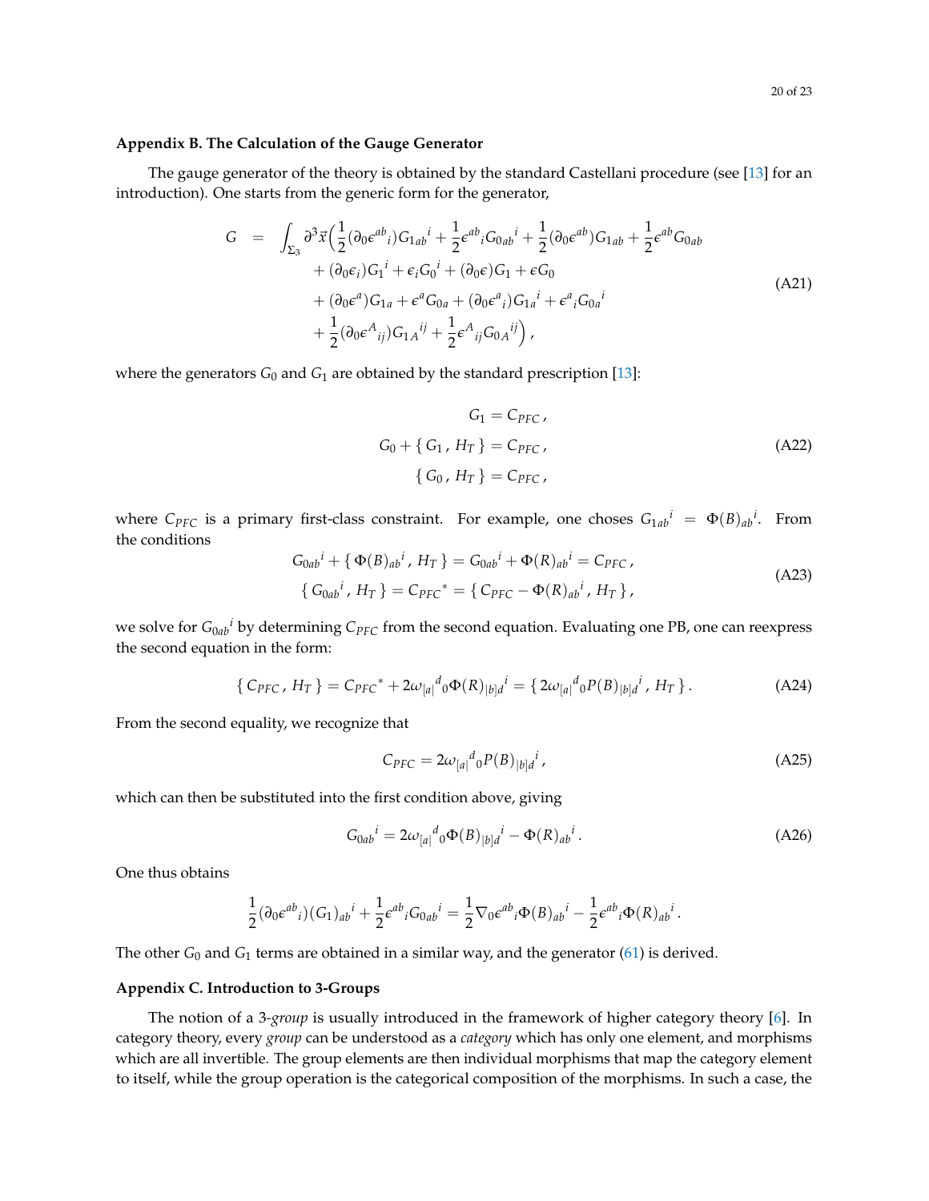## Appendix B. The Calculation of the Gauge Generator

The gauge generator of the theory is obtained by the standard Castellani procedure (see [13] for an introduction). One starts from the generic form for the generator,

$$
\begin{aligned}
G \quad = \quad & \int_{\Sigma_3} \partial^3 \vec{x} \Big( \frac{1}{2} (\partial_0 \epsilon^{ab}{}_i) G_{1ab}{}^i + \frac{1}{2} \epsilon^{ab}{}_i G_{0ab}{}^i + \frac{1}{2} (\partial_0 \epsilon^{ab}) G_{1ab} + \frac{1}{2} \epsilon^{ab} G_{0ab} \\
& + (\partial_0 \epsilon_i) G_1{}^i + \epsilon_i G_0{}^i + (\partial_0 \epsilon) G_1 + \epsilon G_0 \\
& + (\partial_0 \epsilon^a) G_{1a} + \epsilon^a G_{0a} + (\partial_0 \epsilon^a{}_i) G_{1a}{}^i + \epsilon^a{}_i G_{0a}{}^i \\
& + \frac{1}{2} (\partial_0 \epsilon^A{}_{ij}) G_{1A}{}^{ij} + \frac{1}{2} \epsilon^A{}_{ij} G_{0A}{}^{ij} \Big) \,,
\end{aligned} \tag{A21}
$$

where the generators $G_0$ and $G_1$ are obtained by the standard prescription [13]:

$$
\begin{aligned}
G_1 &= C_{PFC} \,, \\
G_0 + \{ \, G_1 \, , \, H_T \, \} &= C_{PFC} \,, \\
\{ \, G_0 \, , \, H_T \, \} &= C_{PFC} \,,
\end{aligned} \tag{A22}
$$

where $C_{PFC}$ is a primary first-class constraint. For example, one choses $G_{1ab}{}^i = \Phi(B)_{ab}{}^i$. From the conditions

$$
\begin{aligned}
G_{0ab}{}^i + \{ \, \Phi(B)_{ab}{}^i \, , \, H_T \, \} = G_{0ab}{}^i + \Phi(R)_{ab}{}^i = C_{PFC} \,, \\
\{ \, G_{0ab}{}^i \, , \, H_T \, \} = C_{PFC}{}^* = \{ \, C_{PFC} - \Phi(R)_{ab}{}^i \, , \, H_T \, \} \,,
\end{aligned} \tag{A23}
$$

we solve for $G_{0ab}{}^i$ by determining $C_{PFC}$ from the second equation. Evaluating one PB, one can reexpress the second equation in the form:

$$
\{ \, C_{PFC} \, , \, H_T \, \} = C_{PFC}{}^* + 2\omega_{[a|}{}^d{}_0 \Phi(R)_{|b]d}{}^i = \{ \, 2\omega_{[a|}{}^d{}_0 P(B)_{|b]d}{}^i \, , \, H_T \, \} \,. \tag{A24}
$$

From the second equality, we recognize that

$$
C_{PFC} = 2\omega_{[a|}{}^d{}_0 P(B)_{|b]d}{}^i \,, \tag{A25}
$$

which can then be substituted into the first condition above, giving

$$
G_{0ab}{}^i = 2\omega_{[a|}{}^d{}_0 \Phi(B)_{|b]d}{}^i - \Phi(R)_{ab}{}^i \,. \tag{A26}
$$

One thus obtains

$$
\frac{1}{2} (\partial_0 \epsilon^{ab}{}_i) (G_1)_{ab}{}^i + \frac{1}{2} \epsilon^{ab}{}_i G_{0ab}{}^i = \frac{1}{2} \nabla_0 \epsilon^{ab}{}_i \Phi(B)_{ab}{}^i - \frac{1}{2} \epsilon^{ab}{}_i \Phi(R)_{ab}{}^i \,.
$$

The other $G_0$ and $G_1$ terms are obtained in a similar way, and the generator (61) is derived.

## Appendix C. Introduction to 3-Groups

The notion of a 3-*group* is usually introduced in the framework of higher category theory [6]. In category theory, every *group* can be understood as a *category* which has only one element, and morphisms which are all invertible. The group elements are then individual morphisms that map the category element to itself, while the group operation is the categorical composition of the morphisms. In such a case, the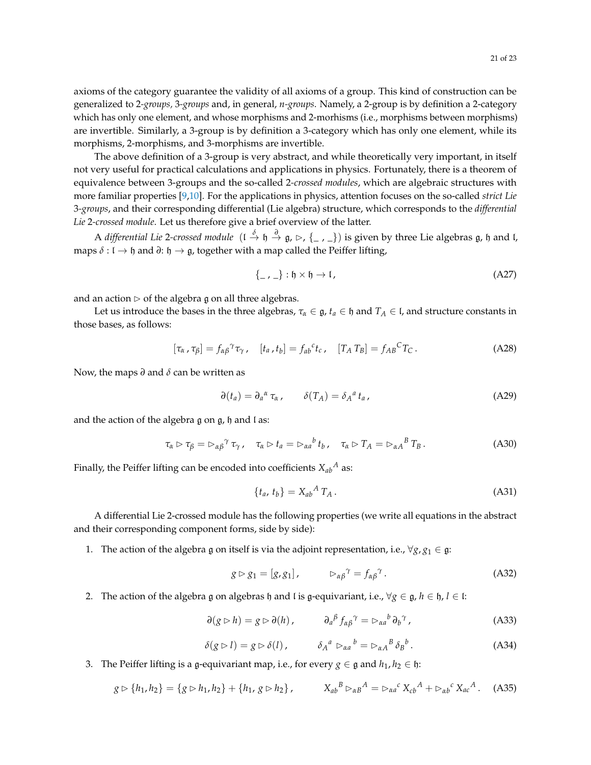axioms of the category guarantee the validity of all axioms of a group. This kind of construction can be generalized to *2-groups*, *3-groups* and, in general, *n-groups*. Namely, a 2-group is by definition a 2-category which has only one element, and whose morphisms and 2-morhisms (i.e., morphisms between morphisms) are invertible. Similarly, a 3-group is by definition a 3-category which has only one element, while its morphisms, 2-morphisms, and 3-morphisms are invertible.

The above definition of a 3-group is very abstract, and while theoretically very important, in itself not very useful for practical calculations and applications in physics. Fortunately, there is a theorem of equivalence between 3-groups and the so-called *2-crossed modules*, which are algebraic structures with more familiar properties [9,10]. For the applications in physics, attention focuses on the so-called *strict Lie 3-groups*, and their corresponding differential (Lie algebra) structure, which corresponds to the *differential Lie 2-crossed module*. Let us therefore give a brief overview of the latter.

A *differential Lie 2-crossed module* $(\mathfrak{l} \xrightarrow{\delta} \mathfrak{h} \xrightarrow{\partial} \mathfrak{g}, \triangleright, \{\_\,,\_\})$ is given by three Lie algebras $\mathfrak{g}$, $\mathfrak{h}$ and $\mathfrak{l}$, maps $\delta : \mathfrak{l} \to \mathfrak{h}$ and $\partial$: $\mathfrak{h} \to \mathfrak{g}$, together with a map called the Peiffer lifting,

$$\{\_\,,\_\} : \mathfrak{h} \times \mathfrak{h} \to \mathfrak{l}\,, \tag{A27}$$

and an action $\triangleright$ of the algebra $\mathfrak{g}$ on all three algebras.

Let us introduce the bases in the three algebras, $\tau_\alpha \in \mathfrak{g}$, $t_a \in \mathfrak{h}$ and $T_A \in \mathfrak{l}$, and structure constants in those bases, as follows:

$$[\tau_\alpha\,,\tau_\beta] = f_{\alpha\beta}{}^{\gamma}\tau_\gamma\,, \quad [t_a\,,t_b] = f_{ab}{}^{c}t_c\,, \quad [T_A\, T_B] = f_{AB}{}^{C}T_C\,. \tag{A28}$$

Now, the maps $\partial$ and $\delta$ can be written as

$$\partial(t_a) = \partial_a{}^{\alpha}\,\tau_\alpha\,, \qquad \delta(T_A) = \delta_A{}^{a}\,t_a\,, \tag{A29}$$

and the action of the algebra $\mathfrak{g}$ on $\mathfrak{g}$, $\mathfrak{h}$ and $\mathfrak{l}$ as:

$$\tau_\alpha \triangleright \tau_\beta = \triangleright_{\alpha\beta}{}^{\gamma}\,\tau_\gamma\,, \quad \tau_\alpha \triangleright t_a = \triangleright_{\alpha a}{}^{b}\,t_b\,, \quad \tau_\alpha \triangleright T_A = \triangleright_{\alpha A}{}^{B}\,T_B\,. \tag{A30}$$

Finally, the Peiffer lifting can be encoded into coefficients $X_{ab}{}^{A}$ as:

$$\{t_a,\, t_b\} = X_{ab}{}^{A}\,T_A\,. \tag{A31}$$

A differential Lie 2-crossed module has the following properties (we write all equations in the abstract and their corresponding component forms, side by side):

1. The action of the algebra $\mathfrak{g}$ on itself is via the adjoint representation, i.e., $\forall g, g_1 \in \mathfrak{g}$:

$$g \triangleright g_1 = [g, g_1]\,, \qquad \triangleright_{\alpha\beta}{}^{\gamma} = f_{\alpha\beta}{}^{\gamma}\,. \tag{A32}$$

2. The action of the algebra $\mathfrak{g}$ on algebras $\mathfrak{h}$ and $\mathfrak{l}$ is $\mathfrak{g}$-equivariant, i.e., $\forall g \in \mathfrak{g}$, $h \in \mathfrak{h}$, $l \in \mathfrak{l}$:

$$\partial(g \triangleright h) = g \triangleright \partial(h)\,, \qquad \partial_a{}^{\beta}\,f_{\alpha\beta}{}^{\gamma} = \triangleright_{\alpha a}{}^{b}\,\partial_b{}^{\gamma}\,, \tag{A33}$$

$$\delta(g \triangleright l) = g \triangleright \delta(l)\,, \qquad \delta_A{}^{a}\,\triangleright_{\alpha a}{}^{b} = \triangleright_{\alpha A}{}^{B}\,\delta_B{}^{b}\,. \tag{A34}$$

3. The Peiffer lifting is a $\mathfrak{g}$-equivariant map, i.e., for every $g \in \mathfrak{g}$ and $h_1, h_2 \in \mathfrak{h}$:

$$g \triangleright \{h_1, h_2\} = \{g \triangleright h_1, h_2\} + \{h_1,\, g \triangleright h_2\}\,, \qquad X_{ab}{}^{B}\,\triangleright_{\alpha B}{}^{A} = \triangleright_{\alpha a}{}^{c}\,X_{cb}{}^{A} + \triangleright_{\alpha b}{}^{c}\,X_{ac}{}^{A}\,. \tag{A35}$$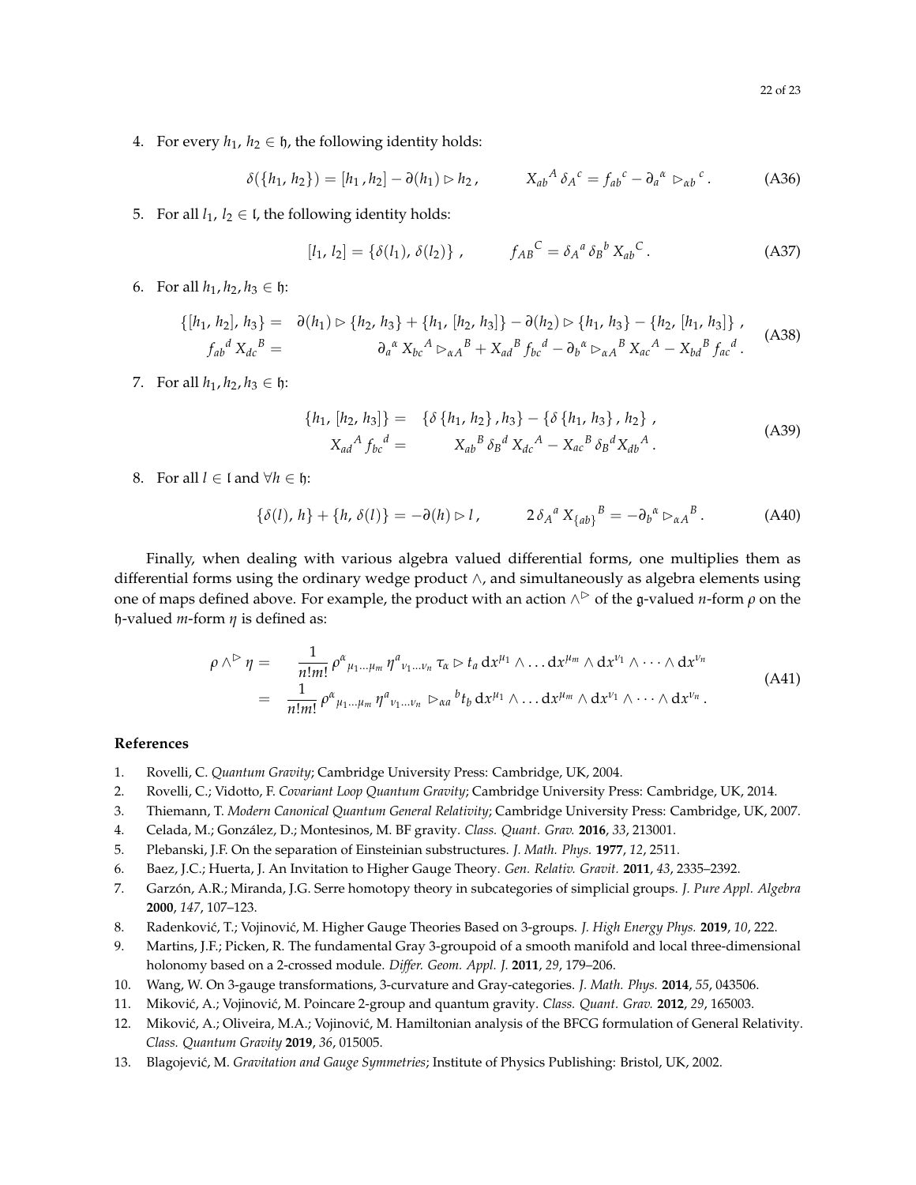4. For every $h_1, h_2 \in \mathfrak{h}$, the following identity holds:

$$\delta(\{h_1, h_2\}) = [h_1, h_2] - \partial(h_1) \triangleright h_2\,, \qquad X_{ab}{}^{A}\,\delta_A{}^{c} = f_{ab}{}^{c} - \partial_a{}^{\alpha} \triangleright_{\alpha b}{}^{c}\,. \tag{A36}$$

5. For all $l_1, l_2 \in \mathfrak{l}$, the following identity holds:

$$[l_1, l_2] = \{\delta(l_1), \delta(l_2)\}\,, \qquad f_{AB}{}^{C} = \delta_A{}^{a}\,\delta_B{}^{b}\,X_{ab}{}^{C}\,. \tag{A37}$$

6. For all $h_1, h_2, h_3 \in \mathfrak{h}$:

$$\begin{aligned}
\{[h_1, h_2], h_3\} =& \quad \partial(h_1) \triangleright \{h_2, h_3\} + \{h_1, [h_2, h_3]\} - \partial(h_2) \triangleright \{h_1, h_3\} - \{h_2, [h_1, h_3]\}\,, \\
f_{ab}{}^{d}\,X_{dc}{}^{B} =& \quad \partial_a{}^{\alpha}\,X_{bc}{}^{A} \triangleright_{\alpha A}{}^{B} + X_{ad}{}^{B}\,f_{bc}{}^{d} - \partial_b{}^{\alpha} \triangleright_{\alpha A}{}^{B}\,X_{ac}{}^{A} - X_{bd}{}^{B}\,f_{ac}{}^{d}\,.
\end{aligned} \tag{A38}$$

7. For all $h_1, h_2, h_3 \in \mathfrak{h}$:

$$\begin{aligned}
\{h_1, [h_2, h_3]\} =& \quad \{\delta\{h_1, h_2\}, h_3\} - \{\delta\{h_1, h_3\}, h_2\}\,, \\
X_{ad}{}^{A}\,f_{bc}{}^{d} =& \quad X_{ab}{}^{B}\,\delta_B{}^{d}\,X_{dc}{}^{A} - X_{ac}{}^{B}\,\delta_B{}^{d}X_{db}{}^{A}\,.
\end{aligned} \tag{A39}$$

8. For all $l \in \mathfrak{l}$ and $\forall h \in \mathfrak{h}$:

$$\{\delta(l), h\} + \{h, \delta(l)\} = -\partial(h) \triangleright l\,, \qquad 2\,\delta_A{}^{a}\,X_{\{ab\}}{}^{B} = -\partial_b{}^{\alpha} \triangleright_{\alpha A}{}^{B}\,. \tag{A40}$$

Finally, when dealing with various algebra valued differential forms, one multiplies them as differential forms using the ordinary wedge product $\wedge$, and simultaneously as algebra elements using one of maps defined above. For example, the product with an action $\wedge^{\triangleright}$ of the $\mathfrak{g}$-valued $n$-form $\rho$ on the $\mathfrak{h}$-valued $m$-form $\eta$ is defined as:

$$\begin{aligned}
\rho \wedge^{\triangleright} \eta =& \quad \frac{1}{n!m!}\,\rho^{\alpha}{}_{\mu_1\ldots\mu_m}\,\eta^{a}{}_{\nu_1\ldots\nu_n}\,\tau_\alpha \triangleright t_a\,\mathrm{d}x^{\mu_1} \wedge \ldots \mathrm{d}x^{\mu_m} \wedge \mathrm{d}x^{\nu_1} \wedge \cdots \wedge \mathrm{d}x^{\nu_n} \\
=& \quad \frac{1}{n!m!}\,\rho^{\alpha}{}_{\mu_1\ldots\mu_m}\,\eta^{a}{}_{\nu_1\ldots\nu_n} \triangleright_{\alpha a}{}^{b} t_b\,\mathrm{d}x^{\mu_1} \wedge \ldots \mathrm{d}x^{\mu_m} \wedge \mathrm{d}x^{\nu_1} \wedge \cdots \wedge \mathrm{d}x^{\nu_n}\,.
\end{aligned} \tag{A41}$$

## References

1. Rovelli, C. *Quantum Gravity*; Cambridge University Press: Cambridge, UK, 2004.
2. Rovelli, C.; Vidotto, F. *Covariant Loop Quantum Gravity*; Cambridge University Press: Cambridge, UK, 2014.
3. Thiemann, T. *Modern Canonical Quantum General Relativity*; Cambridge University Press: Cambridge, UK, 2007.
4. Celada, M.; González, D.; Montesinos, M. BF gravity. *Class. Quant. Grav.* **2016**, *33*, 213001.
5. Plebanski, J.F. On the separation of Einsteinian substructures. *J. Math. Phys.* **1977**, *12*, 2511.
6. Baez, J.C.; Huerta, J. An Invitation to Higher Gauge Theory. *Gen. Relativ. Gravit.* **2011**, *43*, 2335–2392.
7. Garzón, A.R.; Miranda, J.G. Serre homotopy theory in subcategories of simplicial groups. *J. Pure Appl. Algebra* **2000**, *147*, 107–123.
8. Radenković, T.; Vojinović, M. Higher Gauge Theories Based on 3-groups. *J. High Energy Phys.* **2019**, *10*, 222.
9. Martins, J.F.; Picken, R. The fundamental Gray 3-groupoid of a smooth manifold and local three-dimensional holonomy based on a 2-crossed module. *Differ. Geom. Appl. J.* **2011**, *29*, 179–206.
10. Wang, W. On 3-gauge transformations, 3-curvature and Gray-categories. *J. Math. Phys.* **2014**, *55*, 043506.
11. Miković, A.; Vojinović, M. Poincare 2-group and quantum gravity. *Class. Quant. Grav.* **2012**, *29*, 165003.
12. Miković, A.; Oliveira, M.A.; Vojinović, M. Hamiltonian analysis of the BFCG formulation of General Relativity. *Class. Quantum Gravity* **2019**, *36*, 015005.
13. Blagojević, M. *Gravitation and Gauge Symmetries*; Institute of Physics Publishing: Bristol, UK, 2002.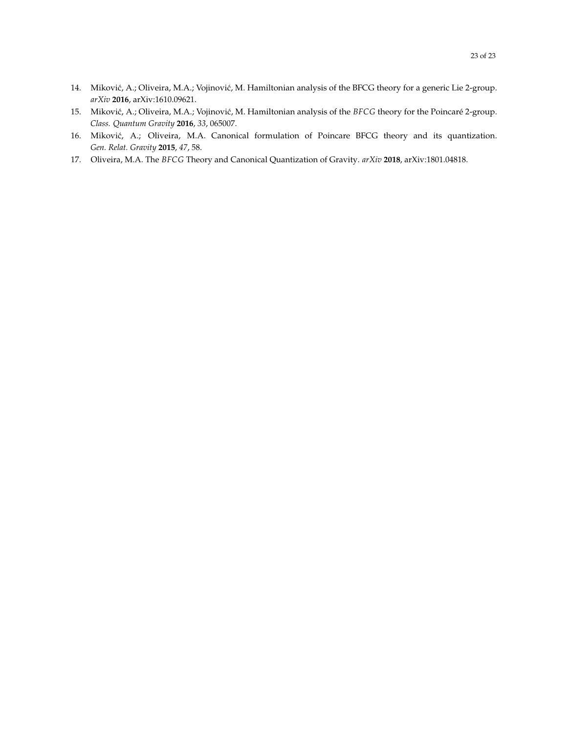14. Miković, A.; Oliveira, M.A.; Vojinović, M. Hamiltonian analysis of the BFCG theory for a generic Lie 2-group. *arXiv* **2016**, arXiv:1610.09621.
15. Miković, A.; Oliveira, M.A.; Vojinović, M. Hamiltonian analysis of the *BFCG* theory for the Poincaré 2-group. *Class. Quantum Gravity* **2016**, *33*, 065007.
16. Miković, A.; Oliveira, M.A. Canonical formulation of Poincare BFCG theory and its quantization. *Gen. Relat. Gravity* **2015**, *47*, 58.
17. Oliveira, M.A. The *BFCG* Theory and Canonical Quantization of Gravity. *arXiv* **2018**, arXiv:1801.04818.